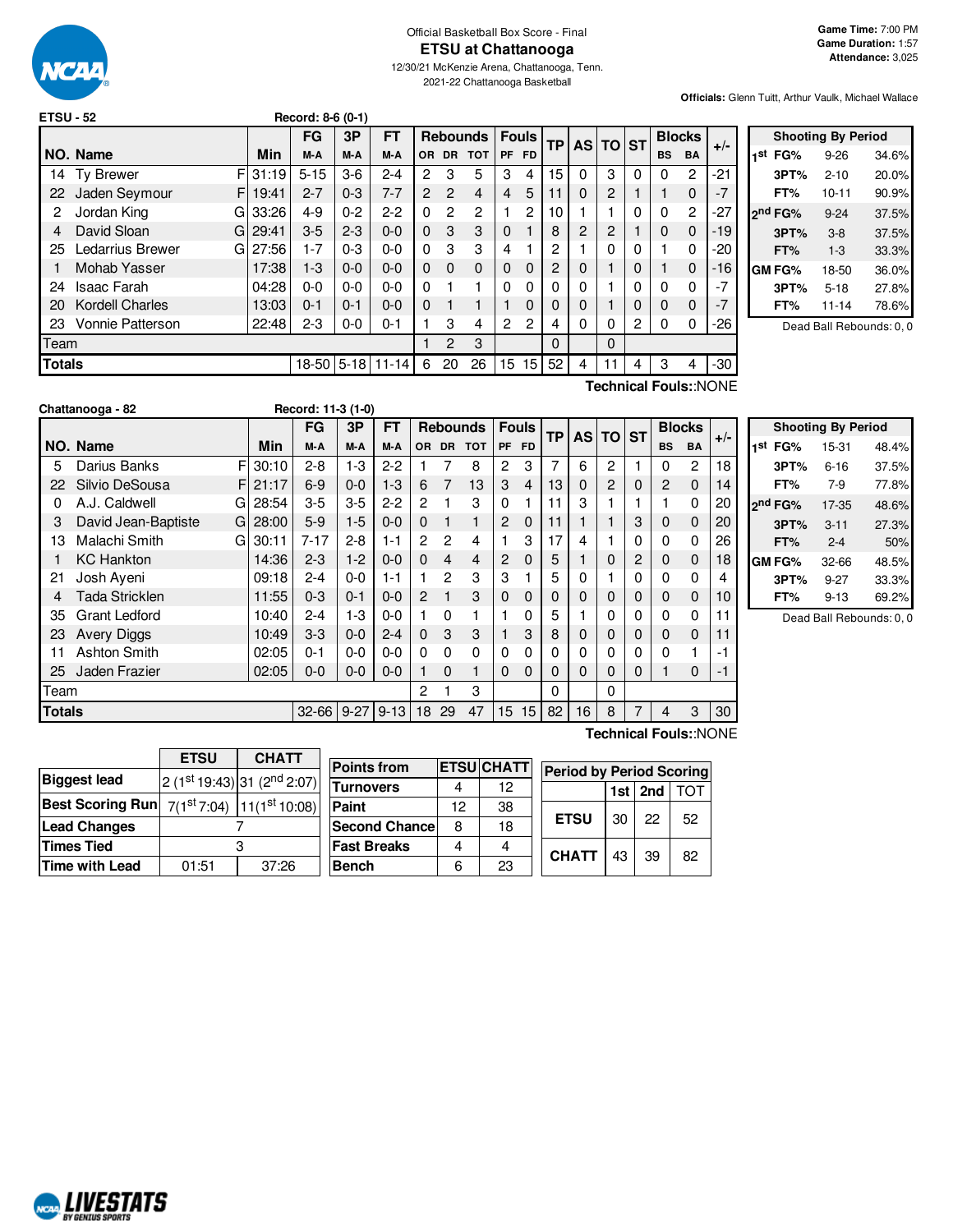Official Basketball Box Score - Final

# ETSU at Chattanooga

12/30/21 McKenzie Arena, Chattanooga, Tenn.

2021-22 Chattanooga Basketball

**Game Time:** 7:00 PM
**Game Duration:** 1:57
**Attendance:** 3,025

**Officials:** Glenn Tuitt, Arthur Vaulk, Michael Wallace

## ETSU - 52 Record: 8-6 (0-1)

| NO. | Name | | Min | FG M-A | 3P M-A | FT M-A | OR | DR | TOT | PF | FD | TP | AS | TO | ST | BS | BA | +/- |
|---|---|---|---|---|---|---|---|---|---|---|---|---|---|---|---|---|---|---|
| 14 | Ty Brewer | F | 31:19 | 5-15 | 3-6 | 2-4 | 2 | 3 | 5 | 3 | 4 | 15 | 0 | 3 | 0 | 0 | 2 | -21 |
| 22 | Jaden Seymour | F | 19:41 | 2-7 | 0-3 | 7-7 | 2 | 2 | 4 | 4 | 5 | 11 | 0 | 2 | 1 | 1 | 0 | -7 |
| 2 | Jordan King | G | 33:26 | 4-9 | 0-2 | 2-2 | 0 | 2 | 2 | 1 | 2 | 10 | 1 | 1 | 0 | 0 | 2 | -27 |
| 4 | David Sloan | G | 29:41 | 3-5 | 2-3 | 0-0 | 0 | 3 | 3 | 0 | 1 | 8 | 2 | 2 | 1 | 0 | 0 | -19 |
| 25 | Ledarrius Brewer | G | 27:56 | 1-7 | 0-3 | 0-0 | 0 | 3 | 3 | 4 | 1 | 2 | 1 | 0 | 0 | 1 | 0 | -20 |
| 1 | Mohab Yasser | | 17:38 | 1-3 | 0-0 | 0-0 | 0 | 0 | 0 | 0 | 0 | 2 | 0 | 1 | 0 | 1 | 0 | -16 |
| 24 | Isaac Farah | | 04:28 | 0-0 | 0-0 | 0-0 | 0 | 1 | 1 | 0 | 0 | 0 | 0 | 1 | 0 | 0 | 0 | -7 |
| 20 | Kordell Charles | | 13:03 | 0-1 | 0-1 | 0-0 | 0 | 1 | 1 | 1 | 0 | 0 | 0 | 1 | 0 | 0 | 0 | -7 |
| 23 | Vonnie Patterson | | 22:48 | 2-3 | 0-0 | 0-1 | 1 | 3 | 4 | 2 | 2 | 4 | 0 | 0 | 2 | 0 | 0 | -26 |
| | Team | | | | | | 1 | 2 | 3 | | | 0 | | 0 | | | | |
| | **Totals** | | | 18-50 | 5-18 | 11-14 | 6 | 20 | 26 | 15 | 15 | 52 | 4 | 11 | 4 | 3 | 4 | -30 |

Technical Fouls::NONE

| Shooting By Period | | |
|---|---|---|
| 1st FG% | 9-26 | 34.6% |
| 3PT% | 2-10 | 20.0% |
| FT% | 10-11 | 90.9% |
| 2nd FG% | 9-24 | 37.5% |
| 3PT% | 3-8 | 37.5% |
| FT% | 1-3 | 33.3% |
| GM FG% | 18-50 | 36.0% |
| 3PT% | 5-18 | 27.8% |
| FT% | 11-14 | 78.6% |

Dead Ball Rebounds: 0, 0

## Chattanooga - 82 Record: 11-3 (1-0)

| NO. | Name | | Min | FG M-A | 3P M-A | FT M-A | OR | DR | TOT | PF | FD | TP | AS | TO | ST | BS | BA | +/- |
|---|---|---|---|---|---|---|---|---|---|---|---|---|---|---|---|---|---|---|
| 5 | Darius Banks | F | 30:10 | 2-8 | 1-3 | 2-2 | 1 | 7 | 8 | 2 | 3 | 7 | 6 | 2 | 1 | 0 | 2 | 18 |
| 22 | Silvio DeSousa | F | 21:17 | 6-9 | 0-0 | 1-3 | 6 | 7 | 13 | 3 | 4 | 13 | 0 | 2 | 0 | 2 | 0 | 14 |
| 0 | A.J. Caldwell | G | 28:54 | 3-5 | 3-5 | 2-2 | 2 | 1 | 3 | 0 | 1 | 11 | 3 | 1 | 1 | 1 | 0 | 20 |
| 3 | David Jean-Baptiste | G | 28:00 | 5-9 | 1-5 | 0-0 | 0 | 1 | 1 | 2 | 0 | 11 | 1 | 1 | 3 | 0 | 0 | 20 |
| 13 | Malachi Smith | G | 30:11 | 7-17 | 2-8 | 1-1 | 2 | 2 | 4 | 1 | 3 | 17 | 4 | 1 | 0 | 0 | 0 | 26 |
| 1 | KC Hankton | | 14:36 | 2-3 | 1-2 | 0-0 | 0 | 4 | 4 | 2 | 0 | 5 | 1 | 0 | 2 | 0 | 0 | 18 |
| 21 | Josh Ayeni | | 09:18 | 2-4 | 0-0 | 1-1 | 1 | 2 | 3 | 3 | 1 | 5 | 0 | 1 | 0 | 0 | 0 | 4 |
| 4 | Tada Stricklen | | 11:55 | 0-3 | 0-1 | 0-0 | 2 | 1 | 3 | 0 | 0 | 0 | 0 | 0 | 0 | 0 | 0 | 10 |
| 35 | Grant Ledford | | 10:40 | 2-4 | 1-3 | 0-0 | 1 | 0 | 1 | 1 | 0 | 5 | 1 | 0 | 0 | 0 | 0 | 11 |
| 23 | Avery Diggs | | 10:49 | 3-3 | 0-0 | 2-4 | 0 | 3 | 3 | 1 | 3 | 8 | 0 | 0 | 0 | 0 | 0 | 11 |
| 11 | Ashton Smith | | 02:05 | 0-1 | 0-0 | 0-0 | 0 | 0 | 0 | 0 | 0 | 0 | 0 | 0 | 0 | 0 | 1 | -1 |
| 25 | Jaden Frazier | | 02:05 | 0-0 | 0-0 | 0-0 | 1 | 0 | 1 | 0 | 0 | 0 | 0 | 0 | 0 | 1 | 0 | -1 |
| | Team | | | | | | 2 | 1 | 3 | | | 0 | | 0 | | | | |
| | **Totals** | | | 32-66 | 9-27 | 9-13 | 18 | 29 | 47 | 15 | 15 | 82 | 16 | 8 | 7 | 4 | 3 | 30 |

Technical Fouls::NONE

| Shooting By Period | | |
|---|---|---|
| 1st FG% | 15-31 | 48.4% |
| 3PT% | 6-16 | 37.5% |
| FT% | 7-9 | 77.8% |
| 2nd FG% | 17-35 | 48.6% |
| 3PT% | 3-11 | 27.3% |
| FT% | 2-4 | 50% |
| GM FG% | 32-66 | 48.5% |
| 3PT% | 9-27 | 33.3% |
| FT% | 9-13 | 69.2% |

Dead Ball Rebounds: 0, 0

| | ETSU | CHATT |
|---|---|---|
| Biggest lead | 2 (1st 19:43) | 31 (2nd 2:07) |
| Best Scoring Run | 7(1st 7:04) | 11(1st 10:08) |
| Lead Changes | 7 | |
| Times Tied | 3 | |
| Time with Lead | 01:51 | 37:26 |

| Points from | ETSU | CHATT |
|---|---|---|
| Turnovers | 4 | 12 |
| Paint | 12 | 38 |
| Second Chance | 8 | 18 |
| Fast Breaks | 4 | 4 |
| Bench | 6 | 23 |

| Period by Period Scoring | 1st | 2nd | TOT |
|---|---|---|---|
| ETSU | 30 | 22 | 52 |
| CHATT | 43 | 39 | 82 |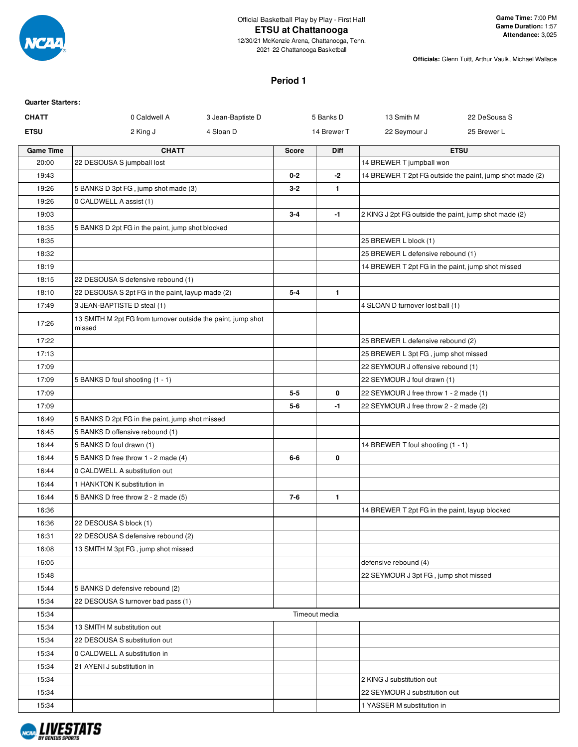Official Basketball Play by Play - First Half

## ETSU at Chattanooga

12/30/21 McKenzie Arena, Chattanooga, Tenn.
2021-22 Chattanooga Basketball

**Game Time:** 7:00 PM
**Game Duration:** 1:57
**Attendance:** 3,025

**Officials:** Glenn Tuitt, Arthur Vaulk, Michael Wallace

### Period 1

**Quarter Starters:**

| | | | | | |
|---|---|---|---|---|---|
| **CHATT** | 0 Caldwell A | 3 Jean-Baptiste D | 5 Banks D | 13 Smith M | 22 DeSousa S |
| **ETSU** | 2 King J | 4 Sloan D | 14 Brewer T | 22 Seymour J | 25 Brewer L |

| Game Time | CHATT | Score | Diff | ETSU |
|---|---|---|---|---|
| 20:00 | 22 DESOUSA S jumpball lost | | | 14 BREWER T jumpball won |
| 19:43 | | 0-2 | -2 | 14 BREWER T 2pt FG outside the paint, jump shot made (2) |
| 19:26 | 5 BANKS D 3pt FG , jump shot made (3) | 3-2 | 1 | |
| 19:26 | 0 CALDWELL A assist (1) | | | |
| 19:03 | | 3-4 | -1 | 2 KING J 2pt FG outside the paint, jump shot made (2) |
| 18:35 | 5 BANKS D 2pt FG in the paint, jump shot blocked | | | |
| 18:35 | | | | 25 BREWER L block (1) |
| 18:32 | | | | 25 BREWER L defensive rebound (1) |
| 18:19 | | | | 14 BREWER T 2pt FG in the paint, jump shot missed |
| 18:15 | 22 DESOUSA S defensive rebound (1) | | | |
| 18:10 | 22 DESOUSA S 2pt FG in the paint, layup made (2) | 5-4 | 1 | |
| 17:49 | 3 JEAN-BAPTISTE D steal (1) | | | 4 SLOAN D turnover lost ball (1) |
| 17:26 | 13 SMITH M 2pt FG from turnover outside the paint, jump shot missed | | | |
| 17:22 | | | | 25 BREWER L defensive rebound (2) |
| 17:13 | | | | 25 BREWER L 3pt FG , jump shot missed |
| 17:09 | | | | 22 SEYMOUR J offensive rebound (1) |
| 17:09 | 5 BANKS D foul shooting (1 - 1) | | | 22 SEYMOUR J foul drawn (1) |
| 17:09 | | 5-5 | 0 | 22 SEYMOUR J free throw 1 - 2 made (1) |
| 17:09 | | 5-6 | -1 | 22 SEYMOUR J free throw 2 - 2 made (2) |
| 16:49 | 5 BANKS D 2pt FG in the paint, jump shot missed | | | |
| 16:45 | 5 BANKS D offensive rebound (1) | | | |
| 16:44 | 5 BANKS D foul drawn (1) | | | 14 BREWER T foul shooting (1 - 1) |
| 16:44 | 5 BANKS D free throw 1 - 2 made (4) | 6-6 | 0 | |
| 16:44 | 0 CALDWELL A substitution out | | | |
| 16:44 | 1 HANKTON K substitution in | | | |
| 16:44 | 5 BANKS D free throw 2 - 2 made (5) | 7-6 | 1 | |
| 16:36 | | | | 14 BREWER T 2pt FG in the paint, layup blocked |
| 16:36 | 22 DESOUSA S block (1) | | | |
| 16:31 | 22 DESOUSA S defensive rebound (2) | | | |
| 16:08 | 13 SMITH M 3pt FG , jump shot missed | | | |
| 16:05 | | | | defensive rebound (4) |
| 15:48 | | | | 22 SEYMOUR J 3pt FG , jump shot missed |
| 15:44 | 5 BANKS D defensive rebound (2) | | | |
| 15:34 | 22 DESOUSA S turnover bad pass (1) | | | |
| 15:34 | Timeout media | | | |
| 15:34 | 13 SMITH M substitution out | | | |
| 15:34 | 22 DESOUSA S substitution out | | | |
| 15:34 | 0 CALDWELL A substitution in | | | |
| 15:34 | 21 AYENI J substitution in | | | |
| 15:34 | | | | 2 KING J substitution out |
| 15:34 | | | | 22 SEYMOUR J substitution out |
| 15:34 | | | | 1 YASSER M substitution in |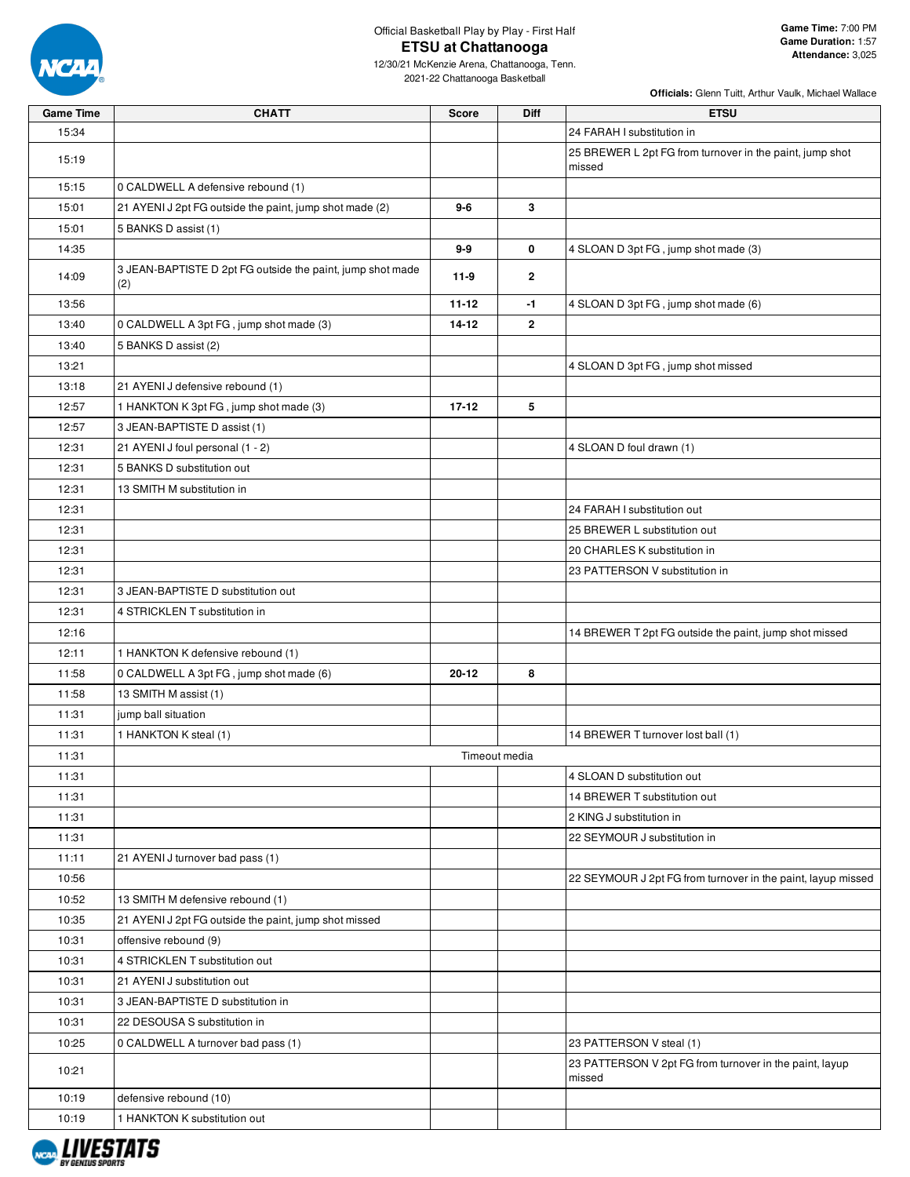Official Basketball Play by Play - First Half

# ETSU at Chattanooga

12/30/21 McKenzie Arena, Chattanooga, Tenn.
2021-22 Chattanooga Basketball

**Game Time:** 7:00 PM
**Game Duration:** 1:57
**Attendance:** 3,025

**Officials:** Glenn Tuitt, Arthur Vaulk, Michael Wallace

| Game Time | CHATT | Score | Diff | ETSU |
|---|---|---|---|---|
| 15:34 | | | | 24 FARAH I substitution in |
| 15:19 | | | | 25 BREWER L 2pt FG from turnover in the paint, jump shot missed |
| 15:15 | 0 CALDWELL A defensive rebound (1) | | | |
| 15:01 | 21 AYENI J 2pt FG outside the paint, jump shot made (2) | **9-6** | **3** | |
| 15:01 | 5 BANKS D assist (1) | | | |
| 14:35 | | **9-9** | **0** | 4 SLOAN D 3pt FG , jump shot made (3) |
| 14:09 | 3 JEAN-BAPTISTE D 2pt FG outside the paint, jump shot made (2) | **11-9** | **2** | |
| 13:56 | | **11-12** | **-1** | 4 SLOAN D 3pt FG , jump shot made (6) |
| 13:40 | 0 CALDWELL A 3pt FG , jump shot made (3) | **14-12** | **2** | |
| 13:40 | 5 BANKS D assist (2) | | | |
| 13:21 | | | | 4 SLOAN D 3pt FG , jump shot missed |
| 13:18 | 21 AYENI J defensive rebound (1) | | | |
| 12:57 | 1 HANKTON K 3pt FG , jump shot made (3) | **17-12** | **5** | |
| 12:57 | 3 JEAN-BAPTISTE D assist (1) | | | |
| 12:31 | 21 AYENI J foul personal (1 - 2) | | | 4 SLOAN D foul drawn (1) |
| 12:31 | 5 BANKS D substitution out | | | |
| 12:31 | 13 SMITH M substitution in | | | |
| 12:31 | | | | 24 FARAH I substitution out |
| 12:31 | | | | 25 BREWER L substitution out |
| 12:31 | | | | 20 CHARLES K substitution in |
| 12:31 | | | | 23 PATTERSON V substitution in |
| 12:31 | 3 JEAN-BAPTISTE D substitution out | | | |
| 12:31 | 4 STRICKLEN T substitution in | | | |
| 12:16 | | | | 14 BREWER T 2pt FG outside the paint, jump shot missed |
| 12:11 | 1 HANKTON K defensive rebound (1) | | | |
| 11:58 | 0 CALDWELL A 3pt FG , jump shot made (6) | **20-12** | **8** | |
| 11:58 | 13 SMITH M assist (1) | | | |
| 11:31 | jump ball situation | | | |
| 11:31 | 1 HANKTON K steal (1) | | | 14 BREWER T turnover lost ball (1) |
| 11:31 | Timeout media | | | |
| 11:31 | | | | 4 SLOAN D substitution out |
| 11:31 | | | | 14 BREWER T substitution out |
| 11:31 | | | | 2 KING J substitution in |
| 11:31 | | | | 22 SEYMOUR J substitution in |
| 11:11 | 21 AYENI J turnover bad pass (1) | | | |
| 10:56 | | | | 22 SEYMOUR J 2pt FG from turnover in the paint, layup missed |
| 10:52 | 13 SMITH M defensive rebound (1) | | | |
| 10:35 | 21 AYENI J 2pt FG outside the paint, jump shot missed | | | |
| 10:31 | offensive rebound (9) | | | |
| 10:31 | 4 STRICKLEN T substitution out | | | |
| 10:31 | 21 AYENI J substitution out | | | |
| 10:31 | 3 JEAN-BAPTISTE D substitution in | | | |
| 10:31 | 22 DESOUSA S substitution in | | | |
| 10:25 | 0 CALDWELL A turnover bad pass (1) | | | 23 PATTERSON V steal (1) |
| 10:21 | | | | 23 PATTERSON V 2pt FG from turnover in the paint, layup missed |
| 10:19 | defensive rebound (10) | | | |
| 10:19 | 1 HANKTON K substitution out | | | |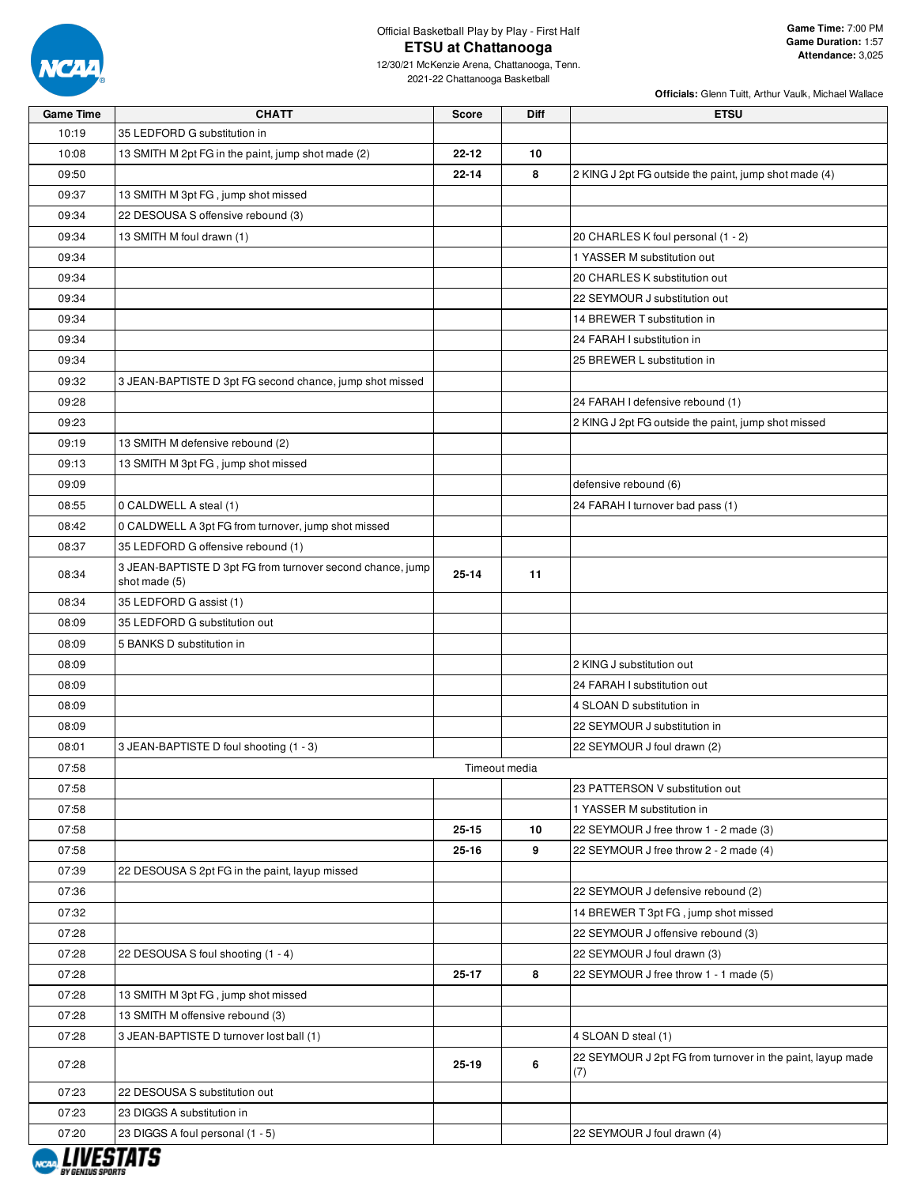Official Basketball Play by Play - First Half

# ETSU at Chattanooga

12/30/21 McKenzie Arena, Chattanooga, Tenn.
2021-22 Chattanooga Basketball

**Game Time:** 7:00 PM
**Game Duration:** 1:57
**Attendance:** 3,025

**Officials:** Glenn Tuitt, Arthur Vaulk, Michael Wallace

| Game Time | CHATT | Score | Diff | ETSU |
|---|---|---|---|---|
| 10:19 | 35 LEDFORD G substitution in | | | |
| 10:08 | 13 SMITH M 2pt FG in the paint, jump shot made (2) | **22-12** | **10** | |
| 09:50 | | **22-14** | **8** | 2 KING J 2pt FG outside the paint, jump shot made (4) |
| 09:37 | 13 SMITH M 3pt FG , jump shot missed | | | |
| 09:34 | 22 DESOUSA S offensive rebound (3) | | | |
| 09:34 | 13 SMITH M foul drawn (1) | | | 20 CHARLES K foul personal (1 - 2) |
| 09:34 | | | | 1 YASSER M substitution out |
| 09:34 | | | | 20 CHARLES K substitution out |
| 09:34 | | | | 22 SEYMOUR J substitution out |
| 09:34 | | | | 14 BREWER T substitution in |
| 09:34 | | | | 24 FARAH I substitution in |
| 09:34 | | | | 25 BREWER L substitution in |
| 09:32 | 3 JEAN-BAPTISTE D 3pt FG second chance, jump shot missed | | | |
| 09:28 | | | | 24 FARAH I defensive rebound (1) |
| 09:23 | | | | 2 KING J 2pt FG outside the paint, jump shot missed |
| 09:19 | 13 SMITH M defensive rebound (2) | | | |
| 09:13 | 13 SMITH M 3pt FG , jump shot missed | | | |
| 09:09 | | | | defensive rebound (6) |
| 08:55 | 0 CALDWELL A steal (1) | | | 24 FARAH I turnover bad pass (1) |
| 08:42 | 0 CALDWELL A 3pt FG from turnover, jump shot missed | | | |
| 08:37 | 35 LEDFORD G offensive rebound (1) | | | |
| 08:34 | 3 JEAN-BAPTISTE D 3pt FG from turnover second chance, jump shot made (5) | **25-14** | **11** | |
| 08:34 | 35 LEDFORD G assist (1) | | | |
| 08:09 | 35 LEDFORD G substitution out | | | |
| 08:09 | 5 BANKS D substitution in | | | |
| 08:09 | | | | 2 KING J substitution out |
| 08:09 | | | | 24 FARAH I substitution out |
| 08:09 | | | | 4 SLOAN D substitution in |
| 08:09 | | | | 22 SEYMOUR J substitution in |
| 08:01 | 3 JEAN-BAPTISTE D foul shooting (1 - 3) | | | 22 SEYMOUR J foul drawn (2) |
| 07:58 | | Timeout media | | |
| 07:58 | | | | 23 PATTERSON V substitution out |
| 07:58 | | | | 1 YASSER M substitution in |
| 07:58 | | **25-15** | **10** | 22 SEYMOUR J free throw 1 - 2 made (3) |
| 07:58 | | **25-16** | **9** | 22 SEYMOUR J free throw 2 - 2 made (4) |
| 07:39 | 22 DESOUSA S 2pt FG in the paint, layup missed | | | |
| 07:36 | | | | 22 SEYMOUR J defensive rebound (2) |
| 07:32 | | | | 14 BREWER T 3pt FG , jump shot missed |
| 07:28 | | | | 22 SEYMOUR J offensive rebound (3) |
| 07:28 | 22 DESOUSA S foul shooting (1 - 4) | | | 22 SEYMOUR J foul drawn (3) |
| 07:28 | | **25-17** | **8** | 22 SEYMOUR J free throw 1 - 1 made (5) |
| 07:28 | 13 SMITH M 3pt FG , jump shot missed | | | |
| 07:28 | 13 SMITH M offensive rebound (3) | | | |
| 07:28 | 3 JEAN-BAPTISTE D turnover lost ball (1) | | | 4 SLOAN D steal (1) |
| 07:28 | | **25-19** | **6** | 22 SEYMOUR J 2pt FG from turnover in the paint, layup made (7) |
| 07:23 | 22 DESOUSA S substitution out | | | |
| 07:23 | 23 DIGGS A substitution in | | | |
| 07:20 | 23 DIGGS A foul personal (1 - 5) | | | 22 SEYMOUR J foul drawn (4) |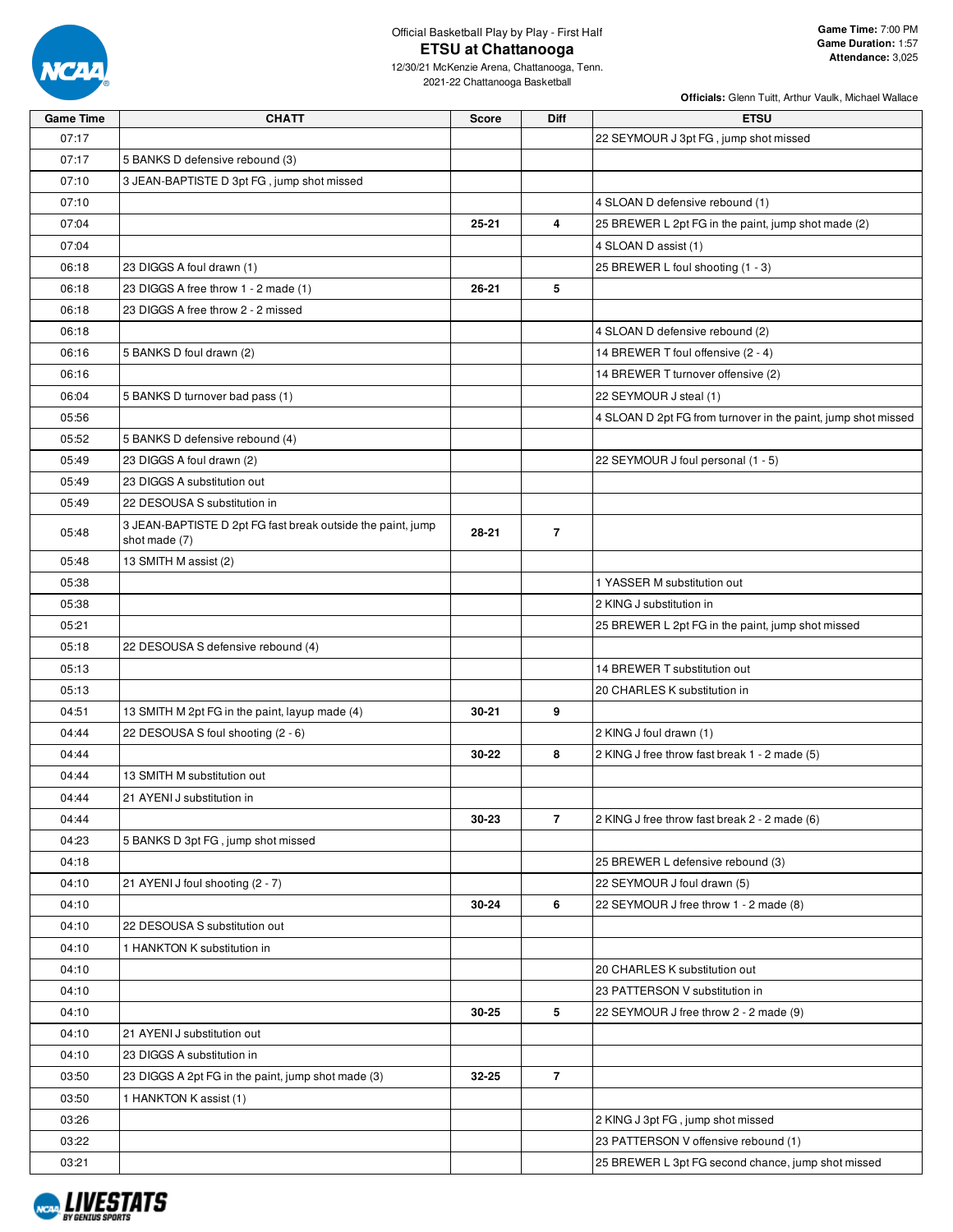Official Basketball Play by Play - First Half

# ETSU at Chattanooga

12/30/21 McKenzie Arena, Chattanooga, Tenn.
2021-22 Chattanooga Basketball

**Game Time:** 7:00 PM
**Game Duration:** 1:57
**Attendance:** 3,025

**Officials:** Glenn Tuitt, Arthur Vaulk, Michael Wallace

| Game Time | CHATT | Score | Diff | ETSU |
|---|---|---|---|---|
| 07:17 | | | | 22 SEYMOUR J 3pt FG , jump shot missed |
| 07:17 | 5 BANKS D defensive rebound (3) | | | |
| 07:10 | 3 JEAN-BAPTISTE D 3pt FG , jump shot missed | | | |
| 07:10 | | | | 4 SLOAN D defensive rebound (1) |
| 07:04 | | 25-21 | 4 | 25 BREWER L 2pt FG in the paint, jump shot made (2) |
| 07:04 | | | | 4 SLOAN D assist (1) |
| 06:18 | 23 DIGGS A foul drawn (1) | | | 25 BREWER L foul shooting (1 - 3) |
| 06:18 | 23 DIGGS A free throw 1 - 2 made (1) | 26-21 | 5 | |
| 06:18 | 23 DIGGS A free throw 2 - 2 missed | | | |
| 06:18 | | | | 4 SLOAN D defensive rebound (2) |
| 06:16 | 5 BANKS D foul drawn (2) | | | 14 BREWER T foul offensive (2 - 4) |
| 06:16 | | | | 14 BREWER T turnover offensive (2) |
| 06:04 | 5 BANKS D turnover bad pass (1) | | | 22 SEYMOUR J steal (1) |
| 05:56 | | | | 4 SLOAN D 2pt FG from turnover in the paint, jump shot missed |
| 05:52 | 5 BANKS D defensive rebound (4) | | | |
| 05:49 | 23 DIGGS A foul drawn (2) | | | 22 SEYMOUR J foul personal (1 - 5) |
| 05:49 | 23 DIGGS A substitution out | | | |
| 05:49 | 22 DESOUSA S substitution in | | | |
| 05:48 | 3 JEAN-BAPTISTE D 2pt FG fast break outside the paint, jump shot made (7) | 28-21 | 7 | |
| 05:48 | 13 SMITH M assist (2) | | | |
| 05:38 | | | | 1 YASSER M substitution out |
| 05:38 | | | | 2 KING J substitution in |
| 05:21 | | | | 25 BREWER L 2pt FG in the paint, jump shot missed |
| 05:18 | 22 DESOUSA S defensive rebound (4) | | | |
| 05:13 | | | | 14 BREWER T substitution out |
| 05:13 | | | | 20 CHARLES K substitution in |
| 04:51 | 13 SMITH M 2pt FG in the paint, layup made (4) | 30-21 | 9 | |
| 04:44 | 22 DESOUSA S foul shooting (2 - 6) | | | 2 KING J foul drawn (1) |
| 04:44 | | 30-22 | 8 | 2 KING J free throw fast break 1 - 2 made (5) |
| 04:44 | 13 SMITH M substitution out | | | |
| 04:44 | 21 AYENI J substitution in | | | |
| 04:44 | | 30-23 | 7 | 2 KING J free throw fast break 2 - 2 made (6) |
| 04:23 | 5 BANKS D 3pt FG , jump shot missed | | | |
| 04:18 | | | | 25 BREWER L defensive rebound (3) |
| 04:10 | 21 AYENI J foul shooting (2 - 7) | | | 22 SEYMOUR J foul drawn (5) |
| 04:10 | | 30-24 | 6 | 22 SEYMOUR J free throw 1 - 2 made (8) |
| 04:10 | 22 DESOUSA S substitution out | | | |
| 04:10 | 1 HANKTON K substitution in | | | |
| 04:10 | | | | 20 CHARLES K substitution out |
| 04:10 | | | | 23 PATTERSON V substitution in |
| 04:10 | | 30-25 | 5 | 22 SEYMOUR J free throw 2 - 2 made (9) |
| 04:10 | 21 AYENI J substitution out | | | |
| 04:10 | 23 DIGGS A substitution in | | | |
| 03:50 | 23 DIGGS A 2pt FG in the paint, jump shot made (3) | 32-25 | 7 | |
| 03:50 | 1 HANKTON K assist (1) | | | |
| 03:26 | | | | 2 KING J 3pt FG , jump shot missed |
| 03:22 | | | | 23 PATTERSON V offensive rebound (1) |
| 03:21 | | | | 25 BREWER L 3pt FG second chance, jump shot missed |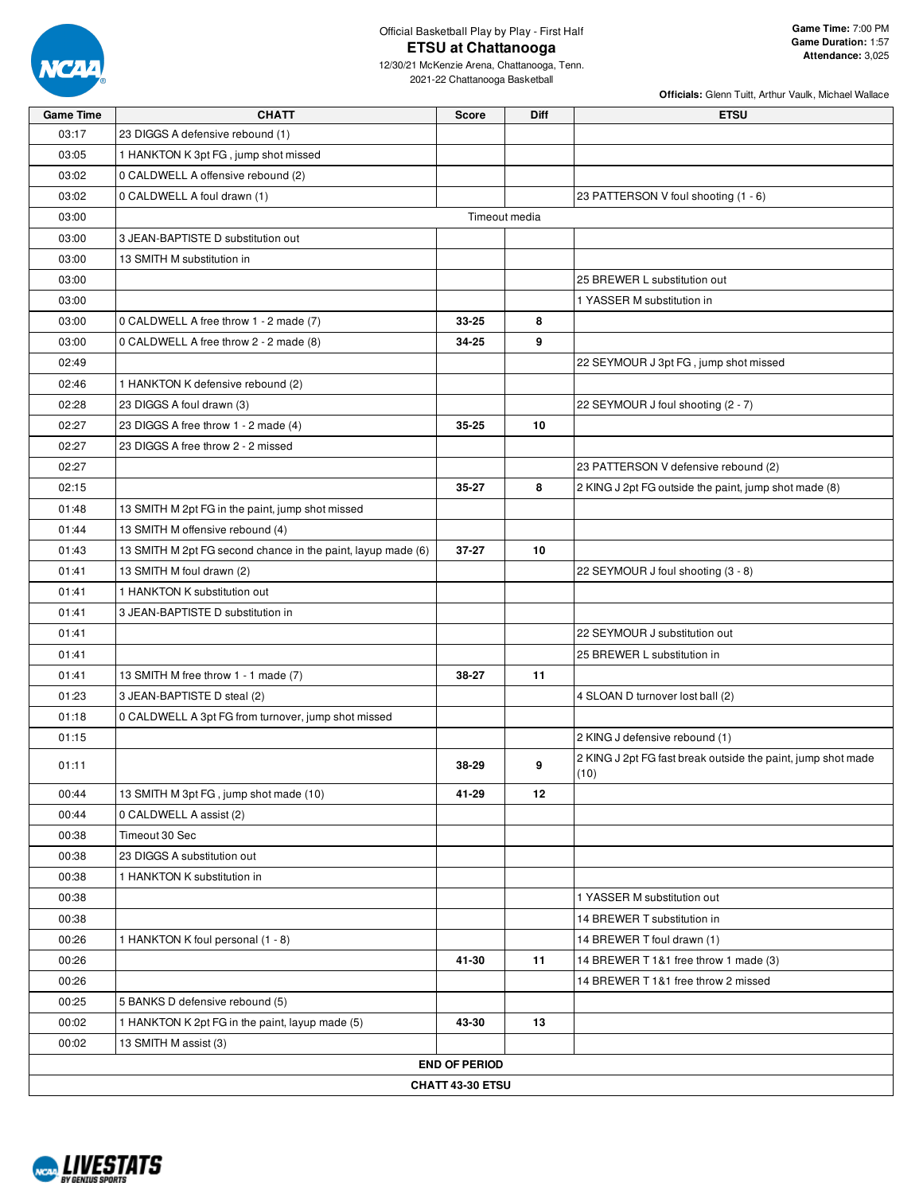Official Basketball Play by Play - First Half

# ETSU at Chattanooga

12/30/21 McKenzie Arena, Chattanooga, Tenn.
2021-22 Chattanooga Basketball

**Game Time:** 7:00 PM
**Game Duration:** 1:57
**Attendance:** 3,025

**Officials:** Glenn Tuitt, Arthur Vaulk, Michael Wallace

| Game Time | CHATT | Score | Diff | ETSU |
|---|---|---|---|---|
| 03:17 | 23 DIGGS A defensive rebound (1) | | | |
| 03:05 | 1 HANKTON K 3pt FG , jump shot missed | | | |
| 03:02 | 0 CALDWELL A offensive rebound (2) | | | |
| 03:02 | 0 CALDWELL A foul drawn (1) | | | 23 PATTERSON V foul shooting (1 - 6) |
| 03:00 | Timeout media | | | |
| 03:00 | 3 JEAN-BAPTISTE D substitution out | | | |
| 03:00 | 13 SMITH M substitution in | | | |
| 03:00 | | | | 25 BREWER L substitution out |
| 03:00 | | | | 1 YASSER M substitution in |
| 03:00 | 0 CALDWELL A free throw 1 - 2 made (7) | 33-25 | 8 | |
| 03:00 | 0 CALDWELL A free throw 2 - 2 made (8) | 34-25 | 9 | |
| 02:49 | | | | 22 SEYMOUR J 3pt FG , jump shot missed |
| 02:46 | 1 HANKTON K defensive rebound (2) | | | |
| 02:28 | 23 DIGGS A foul drawn (3) | | | 22 SEYMOUR J foul shooting (2 - 7) |
| 02:27 | 23 DIGGS A free throw 1 - 2 made (4) | 35-25 | 10 | |
| 02:27 | 23 DIGGS A free throw 2 - 2 missed | | | |
| 02:27 | | | | 23 PATTERSON V defensive rebound (2) |
| 02:15 | | 35-27 | 8 | 2 KING J 2pt FG outside the paint, jump shot made (8) |
| 01:48 | 13 SMITH M 2pt FG in the paint, jump shot missed | | | |
| 01:44 | 13 SMITH M offensive rebound (4) | | | |
| 01:43 | 13 SMITH M 2pt FG second chance in the paint, layup made (6) | 37-27 | 10 | |
| 01:41 | 13 SMITH M foul drawn (2) | | | 22 SEYMOUR J foul shooting (3 - 8) |
| 01:41 | 1 HANKTON K substitution out | | | |
| 01:41 | 3 JEAN-BAPTISTE D substitution in | | | |
| 01:41 | | | | 22 SEYMOUR J substitution out |
| 01:41 | | | | 25 BREWER L substitution in |
| 01:41 | 13 SMITH M free throw 1 - 1 made (7) | 38-27 | 11 | |
| 01:23 | 3 JEAN-BAPTISTE D steal (2) | | | 4 SLOAN D turnover lost ball (2) |
| 01:18 | 0 CALDWELL A 3pt FG from turnover, jump shot missed | | | |
| 01:15 | | | | 2 KING J defensive rebound (1) |
| 01:11 | | 38-29 | 9 | 2 KING J 2pt FG fast break outside the paint, jump shot made (10) |
| 00:44 | 13 SMITH M 3pt FG , jump shot made (10) | 41-29 | 12 | |
| 00:44 | 0 CALDWELL A assist (2) | | | |
| 00:38 | Timeout 30 Sec | | | |
| 00:38 | 23 DIGGS A substitution out | | | |
| 00:38 | 1 HANKTON K substitution in | | | |
| 00:38 | | | | 1 YASSER M substitution out |
| 00:38 | | | | 14 BREWER T substitution in |
| 00:26 | 1 HANKTON K foul personal (1 - 8) | | | 14 BREWER T foul drawn (1) |
| 00:26 | | 41-30 | 11 | 14 BREWER T 1&1 free throw 1 made (3) |
| 00:26 | | | | 14 BREWER T 1&1 free throw 2 missed |
| 00:25 | 5 BANKS D defensive rebound (5) | | | |
| 00:02 | 1 HANKTON K 2pt FG in the paint, layup made (5) | 43-30 | 13 | |
| 00:02 | 13 SMITH M assist (3) | | | |
| END OF PERIOD | | | | |
| CHATT 43-30 ETSU | | | | |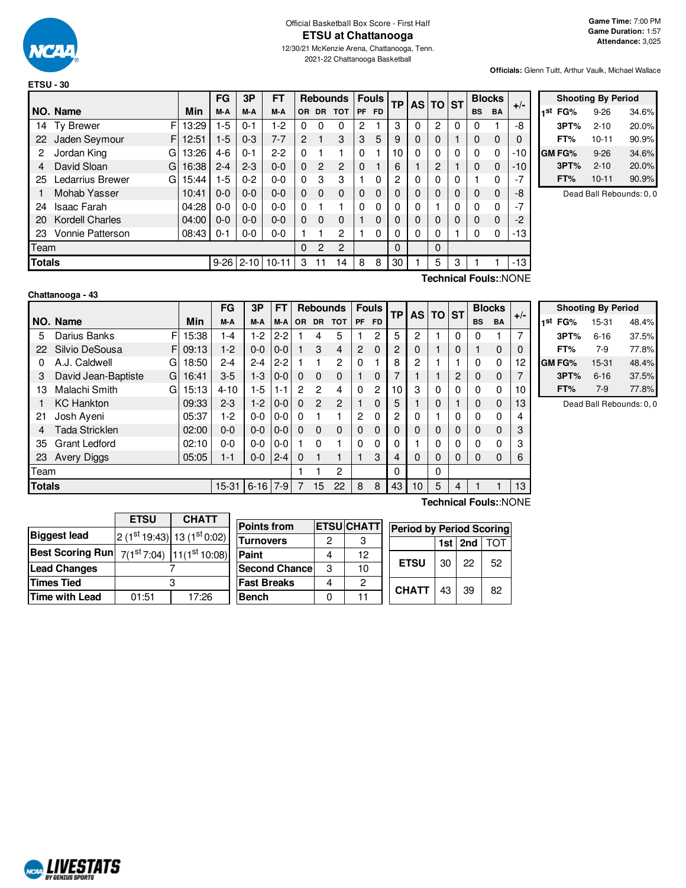Official Basketball Box Score - First Half

# ETSU at Chattanooga

12/30/21 McKenzie Arena, Chattanooga, Tenn.
2021-22 Chattanooga Basketball

**Game Time:** 7:00 PM
**Game Duration:** 1:57
**Attendance:** 3,025

**Officials:** Glenn Tuitt, Arthur Vaulk, Michael Wallace

## ETSU - 30

| NO. | Name | | Min | FG M-A | 3P M-A | FT M-A | OR | DR | TOT | PF | FD | TP | AS | TO | ST | BS | BA | +/- |
|---|---|---|---|---|---|---|---|---|---|---|---|---|---|---|---|---|---|---|
| 14 | Ty Brewer | F | 13:29 | 1-5 | 0-1 | 1-2 | 0 | 0 | 0 | 2 | 1 | 3 | 0 | 2 | 0 | 0 | 1 | -8 |
| 22 | Jaden Seymour | F | 12:51 | 1-5 | 0-3 | 7-7 | 2 | 1 | 3 | 3 | 5 | 9 | 0 | 0 | 1 | 0 | 0 | 0 |
| 2 | Jordan King | G | 13:26 | 4-6 | 0-1 | 2-2 | 0 | 1 | 1 | 0 | 1 | 10 | 0 | 0 | 0 | 0 | 0 | -10 |
| 4 | David Sloan | G | 16:38 | 2-4 | 2-3 | 0-0 | 0 | 2 | 2 | 0 | 1 | 6 | 1 | 2 | 1 | 0 | 0 | -10 |
| 25 | Ledarrius Brewer | G | 15:44 | 1-5 | 0-2 | 0-0 | 0 | 3 | 3 | 1 | 0 | 2 | 0 | 0 | 0 | 1 | 0 | -7 |
| 1 | Mohab Yasser | | 10:41 | 0-0 | 0-0 | 0-0 | 0 | 0 | 0 | 0 | 0 | 0 | 0 | 0 | 0 | 0 | 0 | -8 |
| 24 | Isaac Farah | | 04:28 | 0-0 | 0-0 | 0-0 | 0 | 1 | 1 | 0 | 0 | 0 | 0 | 1 | 0 | 0 | 0 | -7 |
| 20 | Kordell Charles | | 04:00 | 0-0 | 0-0 | 0-0 | 0 | 0 | 0 | 1 | 0 | 0 | 0 | 0 | 0 | 0 | 0 | -2 |
| 23 | Vonnie Patterson | | 08:43 | 0-1 | 0-0 | 0-0 | 1 | 1 | 2 | 1 | 0 | 0 | 0 | 0 | 1 | 0 | 0 | -13 |
| | Team | | | | | | 0 | 2 | 2 | | | 0 | | 0 | | | | |
| | **Totals** | | | 9-26 | 2-10 | 10-11 | 3 | 11 | 14 | 8 | 8 | 30 | 1 | 5 | 3 | 1 | 1 | -13 |

Technical Fouls::NONE

| Shooting By Period | | | |
|---|---|---|---|
| 1st | FG% | 9-26 | 34.6% |
| | 3PT% | 2-10 | 20.0% |
| | FT% | 10-11 | 90.9% |
| GM | FG% | 9-26 | 34.6% |
| | 3PT% | 2-10 | 20.0% |
| | FT% | 10-11 | 90.9% |

Dead Ball Rebounds: 0, 0

## Chattanooga - 43

| NO. | Name | | Min | FG M-A | 3P M-A | FT M-A | OR | DR | TOT | PF | FD | TP | AS | TO | ST | BS | BA | +/- |
|---|---|---|---|---|---|---|---|---|---|---|---|---|---|---|---|---|---|---|
| 5 | Darius Banks | F | 15:38 | 1-4 | 1-2 | 2-2 | 1 | 4 | 5 | 1 | 2 | 5 | 2 | 1 | 0 | 0 | 1 | 7 |
| 22 | Silvio DeSousa | F | 09:13 | 1-2 | 0-0 | 0-0 | 1 | 3 | 4 | 2 | 0 | 2 | 0 | 1 | 0 | 1 | 0 | 0 |
| 0 | A.J. Caldwell | G | 18:50 | 2-4 | 2-4 | 2-2 | 1 | 1 | 2 | 0 | 1 | 8 | 2 | 1 | 1 | 0 | 0 | 12 |
| 3 | David Jean-Baptiste | G | 16:41 | 3-5 | 1-3 | 0-0 | 0 | 0 | 0 | 1 | 0 | 7 | 1 | 1 | 2 | 0 | 0 | 7 |
| 13 | Malachi Smith | G | 15:13 | 4-10 | 1-5 | 1-1 | 2 | 2 | 4 | 0 | 2 | 10 | 3 | 0 | 0 | 0 | 0 | 10 |
| 1 | KC Hankton | | 09:33 | 2-3 | 1-2 | 0-0 | 0 | 2 | 2 | 1 | 0 | 5 | 1 | 0 | 1 | 0 | 0 | 13 |
| 21 | Josh Ayeni | | 05:37 | 1-2 | 0-0 | 0-0 | 0 | 1 | 1 | 2 | 0 | 2 | 0 | 1 | 0 | 0 | 0 | 4 |
| 4 | Tada Stricklen | | 02:00 | 0-0 | 0-0 | 0-0 | 0 | 0 | 0 | 0 | 0 | 0 | 0 | 0 | 0 | 0 | 0 | 3 |
| 35 | Grant Ledford | | 02:10 | 0-0 | 0-0 | 0-0 | 1 | 0 | 1 | 0 | 0 | 0 | 1 | 0 | 0 | 0 | 0 | 3 |
| 23 | Avery Diggs | | 05:05 | 1-1 | 0-0 | 2-4 | 0 | 1 | 1 | 1 | 3 | 4 | 0 | 0 | 0 | 0 | 0 | 6 |
| | Team | | | | | | 1 | 1 | 2 | | | 0 | | 0 | | | | |
| | **Totals** | | | 15-31 | 6-16 | 7-9 | 7 | 15 | 22 | 8 | 8 | 43 | 10 | 5 | 4 | 1 | 1 | 13 |

Technical Fouls::NONE

| Shooting By Period | | | |
|---|---|---|---|
| 1st | FG% | 15-31 | 48.4% |
| | 3PT% | 6-16 | 37.5% |
| | FT% | 7-9 | 77.8% |
| GM | FG% | 15-31 | 48.4% |
| | 3PT% | 6-16 | 37.5% |
| | FT% | 7-9 | 77.8% |

Dead Ball Rebounds: 0, 0

| | ETSU | CHATT |
|---|---|---|
| Biggest lead | 2 (1st 19:43) | 13 (1st 0:02) |
| Best Scoring Run | 7(1st 7:04) | 11(1st 10:08) |
| Lead Changes | 7 | |
| Times Tied | 3 | |
| Time with Lead | 01:51 | 17:26 |

| Points from | ETSU | CHATT |
|---|---|---|
| Turnovers | 2 | 3 |
| Paint | 4 | 12 |
| Second Chance | 3 | 10 |
| Fast Breaks | 4 | 2 |
| Bench | 0 | 11 |

| Period by Period Scoring | 1st | 2nd | TOT |
|---|---|---|---|
| ETSU | 30 | 22 | 52 |
| CHATT | 43 | 39 | 82 |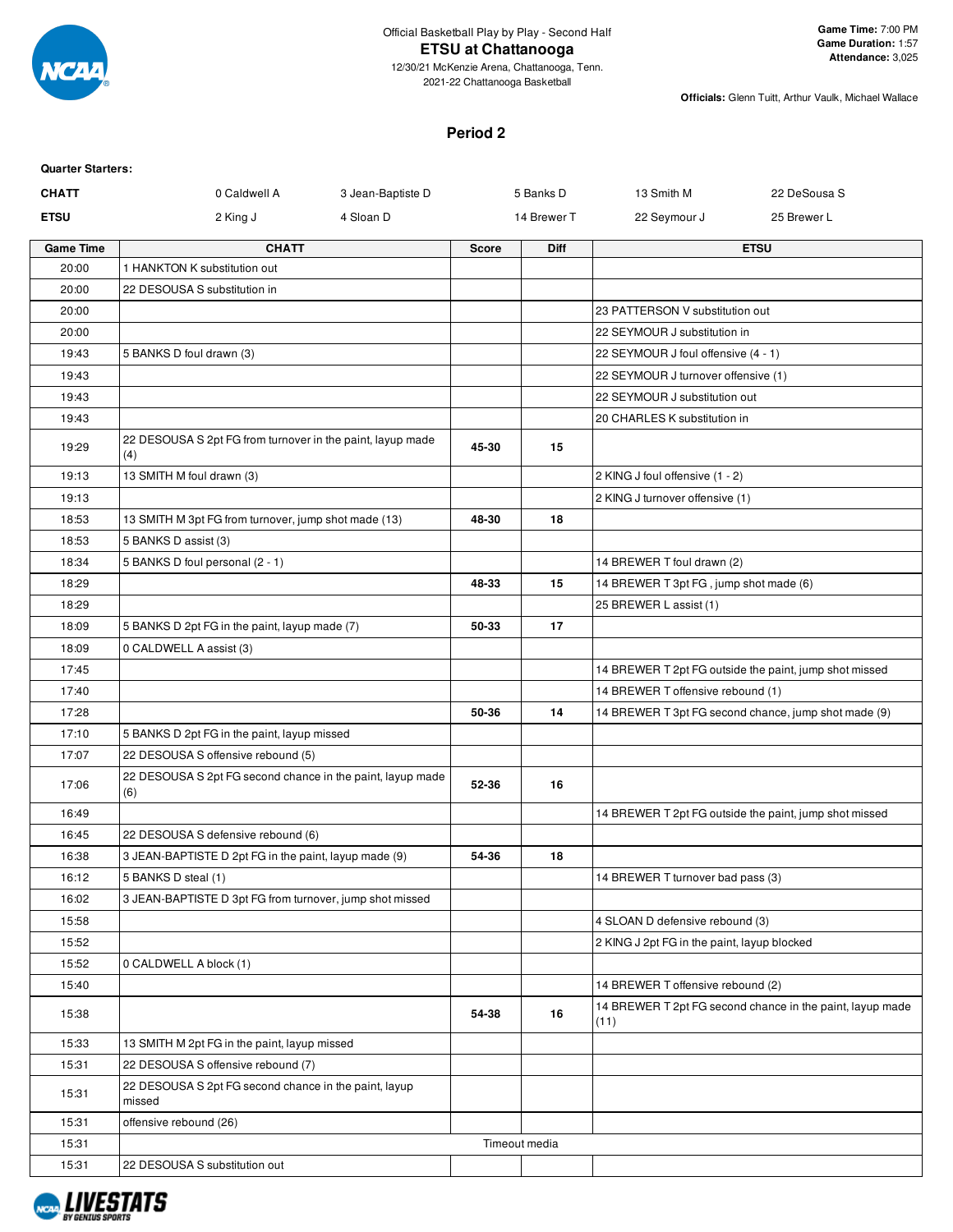Official Basketball Play by Play - Second Half

# ETSU at Chattanooga

12/30/21 McKenzie Arena, Chattanooga, Tenn.
2021-22 Chattanooga Basketball

**Game Time:** 7:00 PM
**Game Duration:** 1:57
**Attendance:** 3,025

**Officials:** Glenn Tuitt, Arthur Vaulk, Michael Wallace

## Period 2

**Quarter Starters:**

| | | | | | |
|---|---|---|---|---|---|
| **CHATT** | 0 Caldwell A | 3 Jean-Baptiste D | 5 Banks D | 13 Smith M | 22 DeSousa S |
| **ETSU** | 2 King J | 4 Sloan D | 14 Brewer T | 22 Seymour J | 25 Brewer L |

| Game Time | CHATT | Score | Diff | ETSU |
|---|---|---|---|---|
| 20:00 | 1 HANKTON K substitution out | | | |
| 20:00 | 22 DESOUSA S substitution in | | | |
| 20:00 | | | | 23 PATTERSON V substitution out |
| 20:00 | | | | 22 SEYMOUR J substitution in |
| 19:43 | 5 BANKS D foul drawn (3) | | | 22 SEYMOUR J foul offensive (4 - 1) |
| 19:43 | | | | 22 SEYMOUR J turnover offensive (1) |
| 19:43 | | | | 22 SEYMOUR J substitution out |
| 19:43 | | | | 20 CHARLES K substitution in |
| 19:29 | 22 DESOUSA S 2pt FG from turnover in the paint, layup made (4) | 45-30 | 15 | |
| 19:13 | 13 SMITH M foul drawn (3) | | | 2 KING J foul offensive (1 - 2) |
| 19:13 | | | | 2 KING J turnover offensive (1) |
| 18:53 | 13 SMITH M 3pt FG from turnover, jump shot made (13) | 48-30 | 18 | |
| 18:53 | 5 BANKS D assist (3) | | | |
| 18:34 | 5 BANKS D foul personal (2 - 1) | | | 14 BREWER T foul drawn (2) |
| 18:29 | | 48-33 | 15 | 14 BREWER T 3pt FG , jump shot made (6) |
| 18:29 | | | | 25 BREWER L assist (1) |
| 18:09 | 5 BANKS D 2pt FG in the paint, layup made (7) | 50-33 | 17 | |
| 18:09 | 0 CALDWELL A assist (3) | | | |
| 17:45 | | | | 14 BREWER T 2pt FG outside the paint, jump shot missed |
| 17:40 | | | | 14 BREWER T offensive rebound (1) |
| 17:28 | | 50-36 | 14 | 14 BREWER T 3pt FG second chance, jump shot made (9) |
| 17:10 | 5 BANKS D 2pt FG in the paint, layup missed | | | |
| 17:07 | 22 DESOUSA S offensive rebound (5) | | | |
| 17:06 | 22 DESOUSA S 2pt FG second chance in the paint, layup made (6) | 52-36 | 16 | |
| 16:49 | | | | 14 BREWER T 2pt FG outside the paint, jump shot missed |
| 16:45 | 22 DESOUSA S defensive rebound (6) | | | |
| 16:38 | 3 JEAN-BAPTISTE D 2pt FG in the paint, layup made (9) | 54-36 | 18 | |
| 16:12 | 5 BANKS D steal (1) | | | 14 BREWER T turnover bad pass (3) |
| 16:02 | 3 JEAN-BAPTISTE D 3pt FG from turnover, jump shot missed | | | |
| 15:58 | | | | 4 SLOAN D defensive rebound (3) |
| 15:52 | | | | 2 KING J 2pt FG in the paint, layup blocked |
| 15:52 | 0 CALDWELL A block (1) | | | |
| 15:40 | | | | 14 BREWER T offensive rebound (2) |
| 15:38 | | 54-38 | 16 | 14 BREWER T 2pt FG second chance in the paint, layup made (11) |
| 15:33 | 13 SMITH M 2pt FG in the paint, layup missed | | | |
| 15:31 | 22 DESOUSA S offensive rebound (7) | | | |
| 15:31 | 22 DESOUSA S 2pt FG second chance in the paint, layup missed | | | |
| 15:31 | offensive rebound (26) | | | |
| 15:31 | Timeout media | | | |
| 15:31 | 22 DESOUSA S substitution out | | | |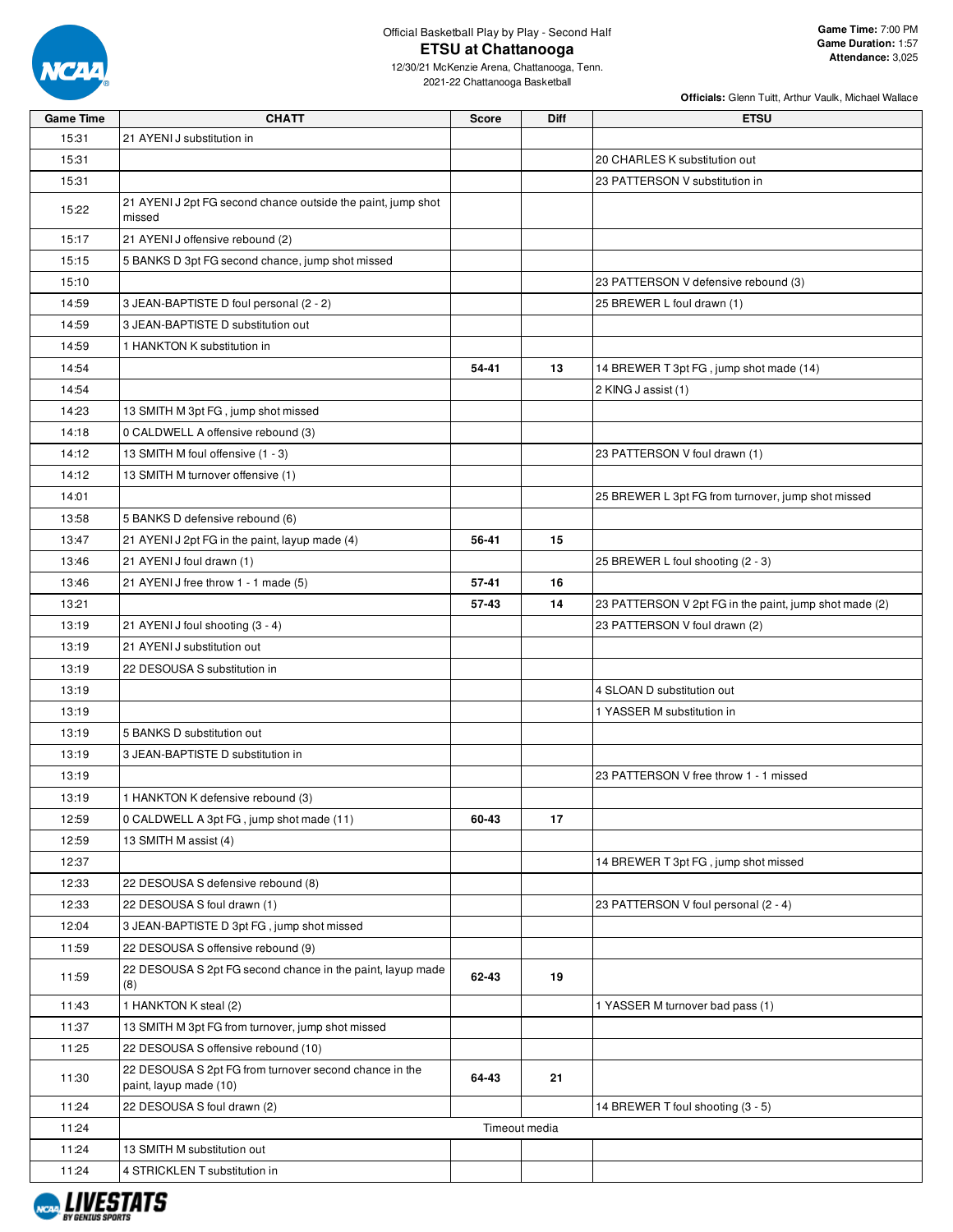Official Basketball Play by Play - Second Half

# ETSU at Chattanooga

12/30/21 McKenzie Arena, Chattanooga, Tenn.
2021-22 Chattanooga Basketball

**Game Time:** 7:00 PM
**Game Duration:** 1:57
**Attendance:** 3,025

**Officials:** Glenn Tuitt, Arthur Vaulk, Michael Wallace

| Game Time | CHATT | Score | Diff | ETSU |
|---|---|---|---|---|
| 15:31 | 21 AYENI J substitution in | | | |
| 15:31 | | | | 20 CHARLES K substitution out |
| 15:31 | | | | 23 PATTERSON V substitution in |
| 15:22 | 21 AYENI J 2pt FG second chance outside the paint, jump shot missed | | | |
| 15:17 | 21 AYENI J offensive rebound (2) | | | |
| 15:15 | 5 BANKS D 3pt FG second chance, jump shot missed | | | |
| 15:10 | | | | 23 PATTERSON V defensive rebound (3) |
| 14:59 | 3 JEAN-BAPTISTE D foul personal (2 - 2) | | | 25 BREWER L foul drawn (1) |
| 14:59 | 3 JEAN-BAPTISTE D substitution out | | | |
| 14:59 | 1 HANKTON K substitution in | | | |
| 14:54 | | 54-41 | 13 | 14 BREWER T 3pt FG , jump shot made (14) |
| 14:54 | | | | 2 KING J assist (1) |
| 14:23 | 13 SMITH M 3pt FG , jump shot missed | | | |
| 14:18 | 0 CALDWELL A offensive rebound (3) | | | |
| 14:12 | 13 SMITH M foul offensive (1 - 3) | | | 23 PATTERSON V foul drawn (1) |
| 14:12 | 13 SMITH M turnover offensive (1) | | | |
| 14:01 | | | | 25 BREWER L 3pt FG from turnover, jump shot missed |
| 13:58 | 5 BANKS D defensive rebound (6) | | | |
| 13:47 | 21 AYENI J 2pt FG in the paint, layup made (4) | 56-41 | 15 | |
| 13:46 | 21 AYENI J foul drawn (1) | | | 25 BREWER L foul shooting (2 - 3) |
| 13:46 | 21 AYENI J free throw 1 - 1 made (5) | 57-41 | 16 | |
| 13:21 | | 57-43 | 14 | 23 PATTERSON V 2pt FG in the paint, jump shot made (2) |
| 13:19 | 21 AYENI J foul shooting (3 - 4) | | | 23 PATTERSON V foul drawn (2) |
| 13:19 | 21 AYENI J substitution out | | | |
| 13:19 | 22 DESOUSA S substitution in | | | |
| 13:19 | | | | 4 SLOAN D substitution out |
| 13:19 | | | | 1 YASSER M substitution in |
| 13:19 | 5 BANKS D substitution out | | | |
| 13:19 | 3 JEAN-BAPTISTE D substitution in | | | |
| 13:19 | | | | 23 PATTERSON V free throw 1 - 1 missed |
| 13:19 | 1 HANKTON K defensive rebound (3) | | | |
| 12:59 | 0 CALDWELL A 3pt FG , jump shot made (11) | 60-43 | 17 | |
| 12:59 | 13 SMITH M assist (4) | | | |
| 12:37 | | | | 14 BREWER T 3pt FG , jump shot missed |
| 12:33 | 22 DESOUSA S defensive rebound (8) | | | |
| 12:33 | 22 DESOUSA S foul drawn (1) | | | 23 PATTERSON V foul personal (2 - 4) |
| 12:04 | 3 JEAN-BAPTISTE D 3pt FG , jump shot missed | | | |
| 11:59 | 22 DESOUSA S offensive rebound (9) | | | |
| 11:59 | 22 DESOUSA S 2pt FG second chance in the paint, layup made (8) | 62-43 | 19 | |
| 11:43 | 1 HANKTON K steal (2) | | | 1 YASSER M turnover bad pass (1) |
| 11:37 | 13 SMITH M 3pt FG from turnover, jump shot missed | | | |
| 11:25 | 22 DESOUSA S offensive rebound (10) | | | |
| 11:30 | 22 DESOUSA S 2pt FG from turnover second chance in the paint, layup made (10) | 64-43 | 21 | |
| 11:24 | 22 DESOUSA S foul drawn (2) | | | 14 BREWER T foul shooting (3 - 5) |
| 11:24 | | Timeout media | | |
| 11:24 | 13 SMITH M substitution out | | | |
| 11:24 | 4 STRICKLEN T substitution in | | | |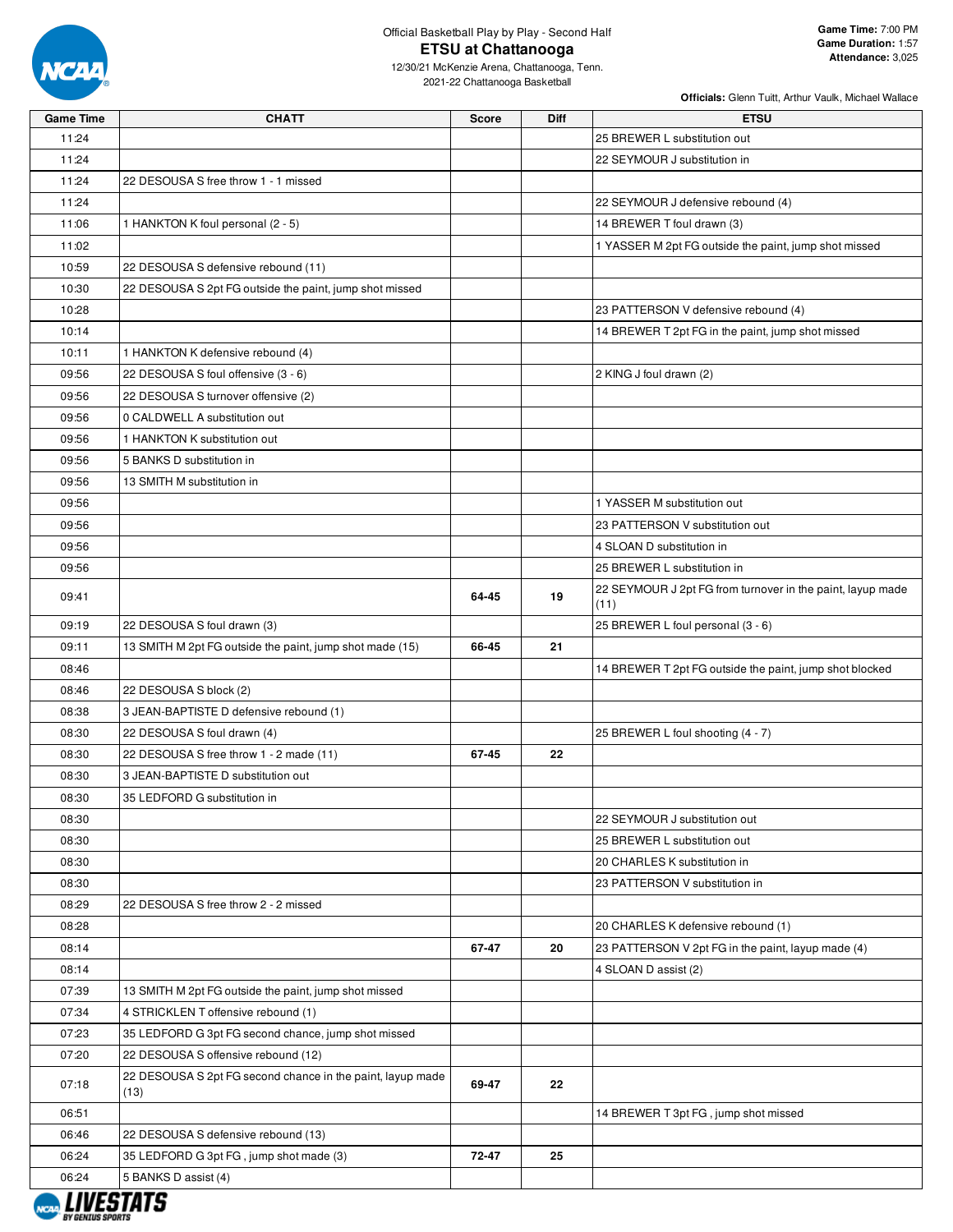Official Basketball Play by Play - Second Half

# ETSU at Chattanooga

12/30/21 McKenzie Arena, Chattanooga, Tenn.
2021-22 Chattanooga Basketball

**Game Time:** 7:00 PM
**Game Duration:** 1:57
**Attendance:** 3,025

**Officials:** Glenn Tuitt, Arthur Vaulk, Michael Wallace

| Game Time | CHATT | Score | Diff | ETSU |
|---|---|---|---|---|
| 11:24 | | | | 25 BREWER L substitution out |
| 11:24 | | | | 22 SEYMOUR J substitution in |
| 11:24 | 22 DESOUSA S free throw 1 - 1 missed | | | |
| 11:24 | | | | 22 SEYMOUR J defensive rebound (4) |
| 11:06 | 1 HANKTON K foul personal (2 - 5) | | | 14 BREWER T foul drawn (3) |
| 11:02 | | | | 1 YASSER M 2pt FG outside the paint, jump shot missed |
| 10:59 | 22 DESOUSA S defensive rebound (11) | | | |
| 10:30 | 22 DESOUSA S 2pt FG outside the paint, jump shot missed | | | |
| 10:28 | | | | 23 PATTERSON V defensive rebound (4) |
| 10:14 | | | | 14 BREWER T 2pt FG in the paint, jump shot missed |
| 10:11 | 1 HANKTON K defensive rebound (4) | | | |
| 09:56 | 22 DESOUSA S foul offensive (3 - 6) | | | 2 KING J foul drawn (2) |
| 09:56 | 22 DESOUSA S turnover offensive (2) | | | |
| 09:56 | 0 CALDWELL A substitution out | | | |
| 09:56 | 1 HANKTON K substitution out | | | |
| 09:56 | 5 BANKS D substitution in | | | |
| 09:56 | 13 SMITH M substitution in | | | |
| 09:56 | | | | 1 YASSER M substitution out |
| 09:56 | | | | 23 PATTERSON V substitution out |
| 09:56 | | | | 4 SLOAN D substitution in |
| 09:56 | | | | 25 BREWER L substitution in |
| 09:41 | | 64-45 | 19 | 22 SEYMOUR J 2pt FG from turnover in the paint, layup made (11) |
| 09:19 | 22 DESOUSA S foul drawn (3) | | | 25 BREWER L foul personal (3 - 6) |
| 09:11 | 13 SMITH M 2pt FG outside the paint, jump shot made (15) | 66-45 | 21 | |
| 08:46 | | | | 14 BREWER T 2pt FG outside the paint, jump shot blocked |
| 08:46 | 22 DESOUSA S block (2) | | | |
| 08:38 | 3 JEAN-BAPTISTE D defensive rebound (1) | | | |
| 08:30 | 22 DESOUSA S foul drawn (4) | | | 25 BREWER L foul shooting (4 - 7) |
| 08:30 | 22 DESOUSA S free throw 1 - 2 made (11) | 67-45 | 22 | |
| 08:30 | 3 JEAN-BAPTISTE D substitution out | | | |
| 08:30 | 35 LEDFORD G substitution in | | | |
| 08:30 | | | | 22 SEYMOUR J substitution out |
| 08:30 | | | | 25 BREWER L substitution out |
| 08:30 | | | | 20 CHARLES K substitution in |
| 08:30 | | | | 23 PATTERSON V substitution in |
| 08:29 | 22 DESOUSA S free throw 2 - 2 missed | | | |
| 08:28 | | | | 20 CHARLES K defensive rebound (1) |
| 08:14 | | 67-47 | 20 | 23 PATTERSON V 2pt FG in the paint, layup made (4) |
| 08:14 | | | | 4 SLOAN D assist (2) |
| 07:39 | 13 SMITH M 2pt FG outside the paint, jump shot missed | | | |
| 07:34 | 4 STRICKLEN T offensive rebound (1) | | | |
| 07:23 | 35 LEDFORD G 3pt FG second chance, jump shot missed | | | |
| 07:20 | 22 DESOUSA S offensive rebound (12) | | | |
| 07:18 | 22 DESOUSA S 2pt FG second chance in the paint, layup made (13) | 69-47 | 22 | |
| 06:51 | | | | 14 BREWER T 3pt FG , jump shot missed |
| 06:46 | 22 DESOUSA S defensive rebound (13) | | | |
| 06:24 | 35 LEDFORD G 3pt FG , jump shot made (3) | 72-47 | 25 | |
| 06:24 | 5 BANKS D assist (4) | | | |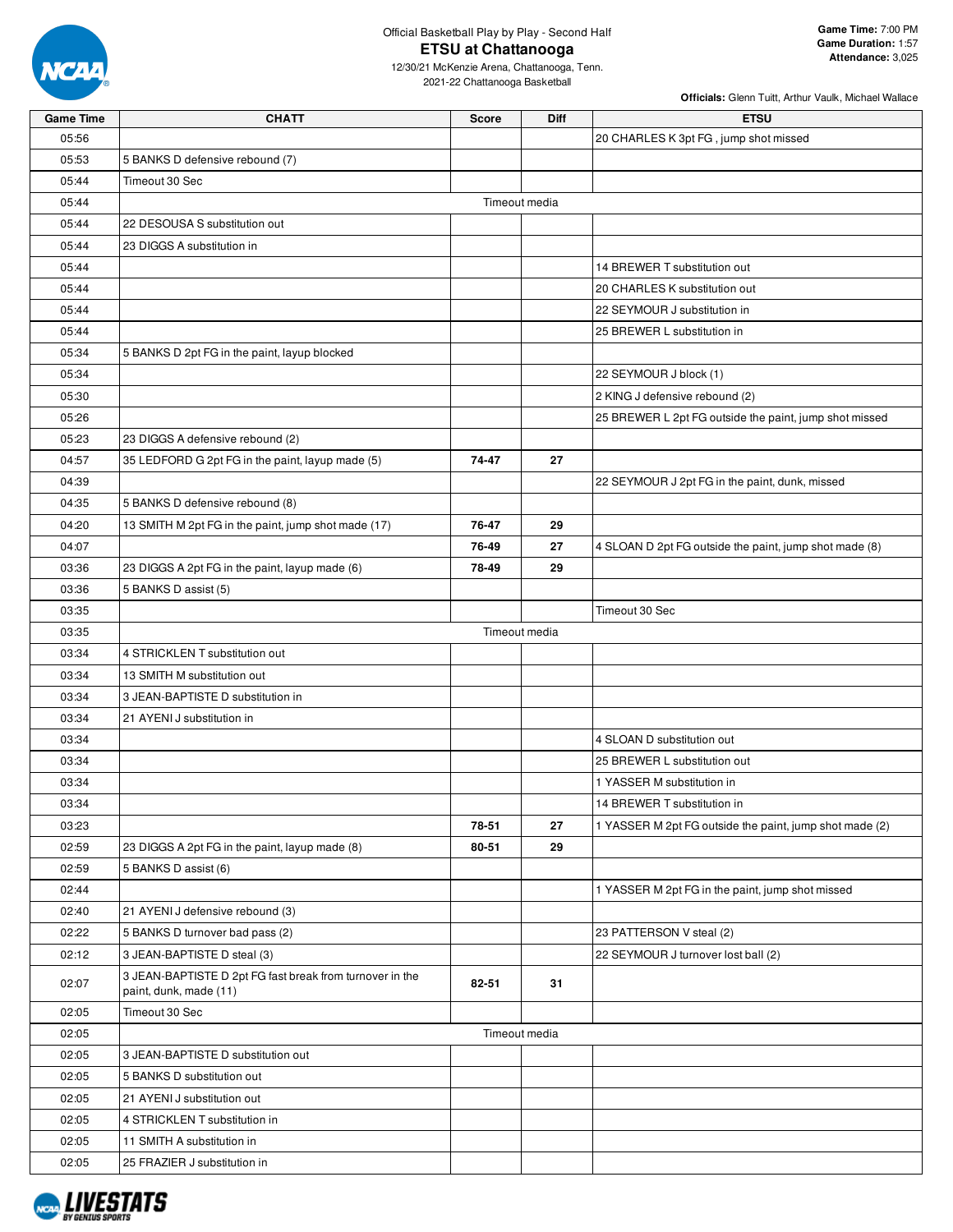Official Basketball Play by Play - Second Half

# ETSU at Chattanooga

12/30/21 McKenzie Arena, Chattanooga, Tenn.

2021-22 Chattanooga Basketball

**Game Time:** 7:00 PM
**Game Duration:** 1:57
**Attendance:** 3,025

**Officials:** Glenn Tuitt, Arthur Vaulk, Michael Wallace

| Game Time | CHATT | Score | Diff | ETSU |
|---|---|---|---|---|
| 05:56 | | | | 20 CHARLES K 3pt FG , jump shot missed |
| 05:53 | 5 BANKS D defensive rebound (7) | | | |
| 05:44 | Timeout 30 Sec | | | |
| 05:44 | | Timeout media | | |
| 05:44 | 22 DESOUSA S substitution out | | | |
| 05:44 | 23 DIGGS A substitution in | | | |
| 05:44 | | | | 14 BREWER T substitution out |
| 05:44 | | | | 20 CHARLES K substitution out |
| 05:44 | | | | 22 SEYMOUR J substitution in |
| 05:44 | | | | 25 BREWER L substitution in |
| 05:34 | 5 BANKS D 2pt FG in the paint, layup blocked | | | |
| 05:34 | | | | 22 SEYMOUR J block (1) |
| 05:30 | | | | 2 KING J defensive rebound (2) |
| 05:26 | | | | 25 BREWER L 2pt FG outside the paint, jump shot missed |
| 05:23 | 23 DIGGS A defensive rebound (2) | | | |
| 04:57 | 35 LEDFORD G 2pt FG in the paint, layup made (5) | 74-47 | 27 | |
| 04:39 | | | | 22 SEYMOUR J 2pt FG in the paint, dunk, missed |
| 04:35 | 5 BANKS D defensive rebound (8) | | | |
| 04:20 | 13 SMITH M 2pt FG in the paint, jump shot made (17) | 76-47 | 29 | |
| 04:07 | | 76-49 | 27 | 4 SLOAN D 2pt FG outside the paint, jump shot made (8) |
| 03:36 | 23 DIGGS A 2pt FG in the paint, layup made (6) | 78-49 | 29 | |
| 03:36 | 5 BANKS D assist (5) | | | |
| 03:35 | | | | Timeout 30 Sec |
| 03:35 | | Timeout media | | |
| 03:34 | 4 STRICKLEN T substitution out | | | |
| 03:34 | 13 SMITH M substitution out | | | |
| 03:34 | 3 JEAN-BAPTISTE D substitution in | | | |
| 03:34 | 21 AYENI J substitution in | | | |
| 03:34 | | | | 4 SLOAN D substitution out |
| 03:34 | | | | 25 BREWER L substitution out |
| 03:34 | | | | 1 YASSER M substitution in |
| 03:34 | | | | 14 BREWER T substitution in |
| 03:23 | | 78-51 | 27 | 1 YASSER M 2pt FG outside the paint, jump shot made (2) |
| 02:59 | 23 DIGGS A 2pt FG in the paint, layup made (8) | 80-51 | 29 | |
| 02:59 | 5 BANKS D assist (6) | | | |
| 02:44 | | | | 1 YASSER M 2pt FG in the paint, jump shot missed |
| 02:40 | 21 AYENI J defensive rebound (3) | | | |
| 02:22 | 5 BANKS D turnover bad pass (2) | | | 23 PATTERSON V steal (2) |
| 02:12 | 3 JEAN-BAPTISTE D steal (3) | | | 22 SEYMOUR J turnover lost ball (2) |
| 02:07 | 3 JEAN-BAPTISTE D 2pt FG fast break from turnover in the paint, dunk, made (11) | 82-51 | 31 | |
| 02:05 | Timeout 30 Sec | | | |
| 02:05 | | Timeout media | | |
| 02:05 | 3 JEAN-BAPTISTE D substitution out | | | |
| 02:05 | 5 BANKS D substitution out | | | |
| 02:05 | 21 AYENI J substitution out | | | |
| 02:05 | 4 STRICKLEN T substitution in | | | |
| 02:05 | 11 SMITH A substitution in | | | |
| 02:05 | 25 FRAZIER J substitution in | | | |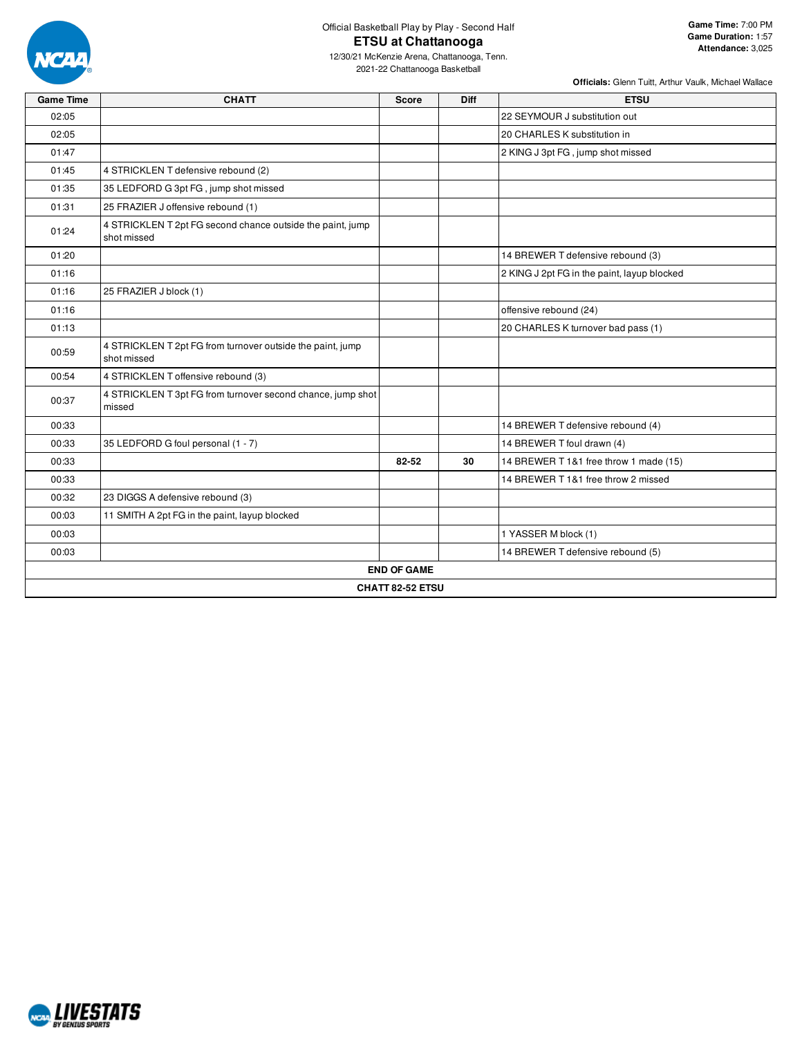Official Basketball Play by Play - Second Half

# ETSU at Chattanooga

12/30/21 McKenzie Arena, Chattanooga, Tenn.
2021-22 Chattanooga Basketball

**Game Time:** 7:00 PM
**Game Duration:** 1:57
**Attendance:** 3,025

**Officials:** Glenn Tuitt, Arthur Vaulk, Michael Wallace

| Game Time | CHATT | Score | Diff | ETSU |
|---|---|---|---|---|
| 02:05 | | | | 22 SEYMOUR J substitution out |
| 02:05 | | | | 20 CHARLES K substitution in |
| 01:47 | | | | 2 KING J 3pt FG , jump shot missed |
| 01:45 | 4 STRICKLEN T defensive rebound (2) | | | |
| 01:35 | 35 LEDFORD G 3pt FG , jump shot missed | | | |
| 01:31 | 25 FRAZIER J offensive rebound (1) | | | |
| 01:24 | 4 STRICKLEN T 2pt FG second chance outside the paint, jump shot missed | | | |
| 01:20 | | | | 14 BREWER T defensive rebound (3) |
| 01:16 | | | | 2 KING J 2pt FG in the paint, layup blocked |
| 01:16 | 25 FRAZIER J block (1) | | | |
| 01:16 | | | | offensive rebound (24) |
| 01:13 | | | | 20 CHARLES K turnover bad pass (1) |
| 00:59 | 4 STRICKLEN T 2pt FG from turnover outside the paint, jump shot missed | | | |
| 00:54 | 4 STRICKLEN T offensive rebound (3) | | | |
| 00:37 | 4 STRICKLEN T 3pt FG from turnover second chance, jump shot missed | | | |
| 00:33 | | | | 14 BREWER T defensive rebound (4) |
| 00:33 | 35 LEDFORD G foul personal (1 - 7) | | | 14 BREWER T foul drawn (4) |
| 00:33 | | 82-52 | 30 | 14 BREWER T 1&1 free throw 1 made (15) |
| 00:33 | | | | 14 BREWER T 1&1 free throw 2 missed |
| 00:32 | 23 DIGGS A defensive rebound (3) | | | |
| 00:03 | 11 SMITH A 2pt FG in the paint, layup blocked | | | |
| 00:03 | | | | 1 YASSER M block (1) |
| 00:03 | | | | 14 BREWER T defensive rebound (5) |
| **END OF GAME** | | | | |
| **CHATT 82-52 ETSU** | | | | |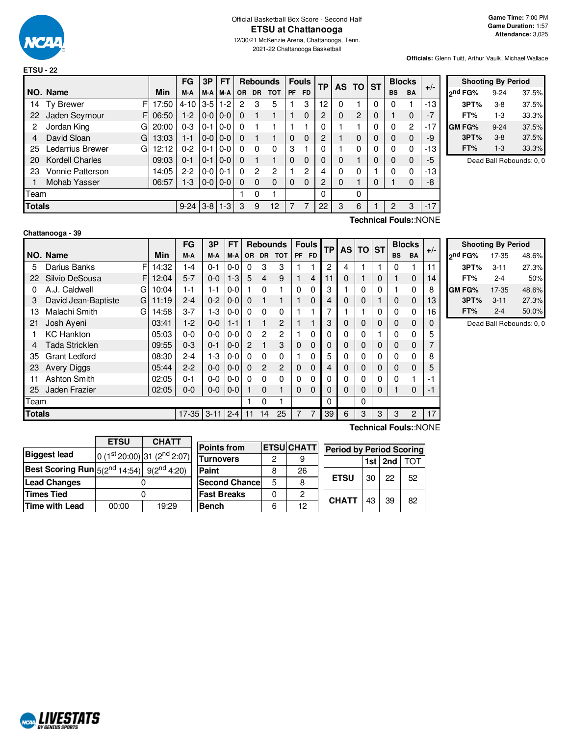Official Basketball Box Score - Second Half

# ETSU at Chattanooga

12/30/21 McKenzie Arena, Chattanooga, Tenn.
2021-22 Chattanooga Basketball

**Game Time:** 7:00 PM
**Game Duration:** 1:57
**Attendance:** 3,025

**Officials:** Glenn Tuitt, Arthur Vaulk, Michael Wallace

### ETSU - 22

| NO. | Name | | Min | FG M-A | 3P M-A | FT M-A | OR | DR | TOT | PF | FD | TP | AS | TO | ST | BS | BA | +/- |
|---|---|---|---|---|---|---|---|---|---|---|---|---|---|---|---|---|---|---|
| 14 | Ty Brewer | F | 17:50 | 4-10 | 3-5 | 1-2 | 2 | 3 | 5 | 1 | 3 | 12 | 0 | 1 | 0 | 0 | 1 | -13 |
| 22 | Jaden Seymour | F | 06:50 | 1-2 | 0-0 | 0-0 | 0 | 1 | 1 | 1 | 0 | 2 | 0 | 2 | 0 | 1 | 0 | -7 |
| 2 | Jordan King | G | 20:00 | 0-3 | 0-1 | 0-0 | 0 | 1 | 1 | 1 | 1 | 0 | 1 | 1 | 0 | 0 | 2 | -17 |
| 4 | David Sloan | G | 13:03 | 1-1 | 0-0 | 0-0 | 0 | 1 | 1 | 0 | 0 | 2 | 1 | 0 | 0 | 0 | 0 | -9 |
| 25 | Ledarrius Brewer | G | 12:12 | 0-2 | 0-1 | 0-0 | 0 | 0 | 0 | 3 | 1 | 0 | 1 | 0 | 0 | 0 | 0 | -13 |
| 20 | Kordell Charles | | 09:03 | 0-1 | 0-1 | 0-0 | 0 | 1 | 1 | 0 | 0 | 0 | 0 | 1 | 0 | 0 | 0 | -5 |
| 23 | Vonnie Patterson | | 14:05 | 2-2 | 0-0 | 0-1 | 0 | 2 | 2 | 1 | 2 | 4 | 0 | 0 | 1 | 0 | 0 | -13 |
| 1 | Mohab Yasser | | 06:57 | 1-3 | 0-0 | 0-0 | 0 | 0 | 0 | 0 | 0 | 2 | 0 | 1 | 0 | 1 | 0 | -8 |
| | Team | | | | | | 1 | 0 | 1 | | | 0 | | 0 | | | | |
| | **Totals** | | | 9-24 | 3-8 | 1-3 | 3 | 9 | 12 | 7 | 7 | 22 | 3 | 6 | 1 | 2 | 3 | -17 |

| Shooting By Period | | |
|---|---|---|
| 2nd FG% | 9-24 | 37.5% |
| 3PT% | 3-8 | 37.5% |
| FT% | 1-3 | 33.3% |
| GM FG% | 9-24 | 37.5% |
| 3PT% | 3-8 | 37.5% |
| FT% | 1-3 | 33.3% |

Dead Ball Rebounds: 0, 0

Technical Fouls::NONE

### Chattanooga - 39

| NO. | Name | | Min | FG M-A | 3P M-A | FT M-A | OR | DR | TOT | PF | FD | TP | AS | TO | ST | BS | BA | +/- |
|---|---|---|---|---|---|---|---|---|---|---|---|---|---|---|---|---|---|---|
| 5 | Darius Banks | F | 14:32 | 1-4 | 0-1 | 0-0 | 0 | 3 | 3 | 1 | 1 | 2 | 4 | 1 | 1 | 0 | 1 | 11 |
| 22 | Silvio DeSousa | F | 12:04 | 5-7 | 0-0 | 1-3 | 5 | 4 | 9 | 1 | 4 | 11 | 0 | 1 | 0 | 1 | 0 | 14 |
| 0 | A.J. Caldwell | G | 10:04 | 1-1 | 1-1 | 0-0 | 1 | 0 | 1 | 0 | 0 | 3 | 1 | 0 | 0 | 1 | 0 | 8 |
| 3 | David Jean-Baptiste | G | 11:19 | 2-4 | 0-2 | 0-0 | 0 | 1 | 1 | 1 | 0 | 4 | 0 | 0 | 1 | 0 | 0 | 13 |
| 13 | Malachi Smith | G | 14:58 | 3-7 | 1-3 | 0-0 | 0 | 0 | 0 | 1 | 1 | 7 | 1 | 1 | 0 | 0 | 0 | 16 |
| 21 | Josh Ayeni | | 03:41 | 1-2 | 0-0 | 1-1 | 1 | 1 | 2 | 1 | 1 | 3 | 0 | 0 | 0 | 0 | 0 | 0 |
| 1 | KC Hankton | | 05:03 | 0-0 | 0-0 | 0-0 | 0 | 2 | 2 | 1 | 0 | 0 | 0 | 0 | 1 | 0 | 0 | 5 |
| 4 | Tada Stricklen | | 09:55 | 0-3 | 0-1 | 0-0 | 2 | 1 | 3 | 0 | 0 | 0 | 0 | 0 | 0 | 0 | 0 | 7 |
| 35 | Grant Ledford | | 08:30 | 2-4 | 1-3 | 0-0 | 0 | 0 | 0 | 1 | 0 | 5 | 0 | 0 | 0 | 0 | 0 | 8 |
| 23 | Avery Diggs | | 05:44 | 2-2 | 0-0 | 0-0 | 0 | 2 | 2 | 0 | 0 | 4 | 0 | 0 | 0 | 0 | 0 | 5 |
| 11 | Ashton Smith | | 02:05 | 0-1 | 0-0 | 0-0 | 0 | 0 | 0 | 0 | 0 | 0 | 0 | 0 | 0 | 0 | 1 | -1 |
| 25 | Jaden Frazier | | 02:05 | 0-0 | 0-0 | 0-0 | 1 | 0 | 1 | 0 | 0 | 0 | 0 | 0 | 0 | 1 | 0 | -1 |
| | Team | | | | | | 1 | 0 | 1 | | | 0 | | 0 | | | | |
| | **Totals** | | | 17-35 | 3-11 | 2-4 | 11 | 14 | 25 | 7 | 7 | 39 | 6 | 3 | 3 | 3 | 2 | 17 |

| Shooting By Period | | |
|---|---|---|
| 2nd FG% | 17-35 | 48.6% |
| 3PT% | 3-11 | 27.3% |
| FT% | 2-4 | 50% |
| GM FG% | 17-35 | 48.6% |
| 3PT% | 3-11 | 27.3% |
| FT% | 2-4 | 50.0% |

Dead Ball Rebounds: 0, 0

Technical Fouls::NONE

| | ETSU | CHATT |
|---|---|---|
| Biggest lead | 0 (1st 20:00) | 31 (2nd 2:07) |
| Best Scoring Run | 5(2nd 14:54) | 9(2nd 4:20) |
| Lead Changes | 0 | |
| Times Tied | 0 | |
| Time with Lead | 00:00 | 19:29 |

| Points from | ETSU | CHATT |
|---|---|---|
| Turnovers | 2 | 9 |
| Paint | 8 | 26 |
| Second Chance | 5 | 8 |
| Fast Breaks | 0 | 2 |
| Bench | 6 | 12 |

| Period by Period Scoring | 1st | 2nd | TOT |
|---|---|---|---|
| ETSU | 30 | 22 | 52 |
| CHATT | 43 | 39 | 82 |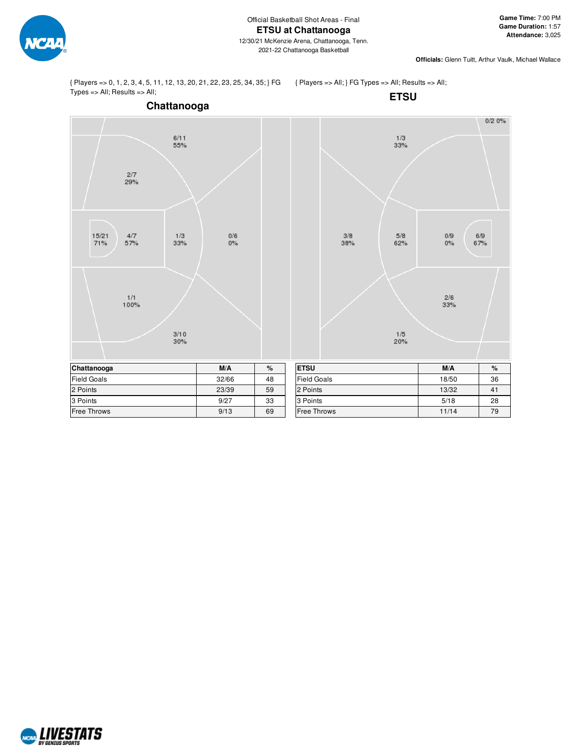Official Basketball Shot Areas - Final

# ETSU at Chattanooga

12/30/21 McKenzie Arena, Chattanooga, Tenn.
2021-22 Chattanooga Basketball

**Game Time:** 7:00 PM
**Game Duration:** 1:57
**Attendance:** 3,025

**Officials:** Glenn Tuitt, Arthur Vaulk, Michael Wallace

{ Players => 0, 1, 2, 3, 4, 5, 11, 12, 13, 20, 21, 22, 23, 25, 34, 35; } FG Types => All; Results => All;

## Chattanooga

| Area | M/A | % |
|---|---|---|
| Top corner 3 | 6/11 | 55% |
| Top baseline mid-range | 2/7 | 29% |
| Restricted area | 15/21 | 71% |
| Paint | 4/7 | 57% |
| Top of key mid-range | 1/3 | 33% |
| Top of key 3 | 0/6 | 0% |
| Bottom baseline mid-range | 1/1 | 100% |
| Bottom wing 3 | 3/10 | 30% |

{ Players => All; } FG Types => All; Results => All;

## ETSU

| Area | M/A | % |
|---|---|---|
| Corner 3 | 0/2 | 0% |
| Top wing 3 | 1/3 | 33% |
| Top of key 3 | 3/8 | 38% |
| Top of key mid-range | 5/8 | 62% |
| Paint | 0/9 | 0% |
| Restricted area | 6/9 | 67% |
| Bottom baseline mid-range | 2/6 | 33% |
| Bottom wing 3 | 1/5 | 20% |

| Chattanooga | M/A | % |
|---|---|---|
| Field Goals | 32/66 | 48 |
| 2 Points | 23/39 | 59 |
| 3 Points | 9/27 | 33 |
| Free Throws | 9/13 | 69 |

| ETSU | M/A | % |
|---|---|---|
| Field Goals | 18/50 | 36 |
| 2 Points | 13/32 | 41 |
| 3 Points | 5/18 | 28 |
| Free Throws | 11/14 | 79 |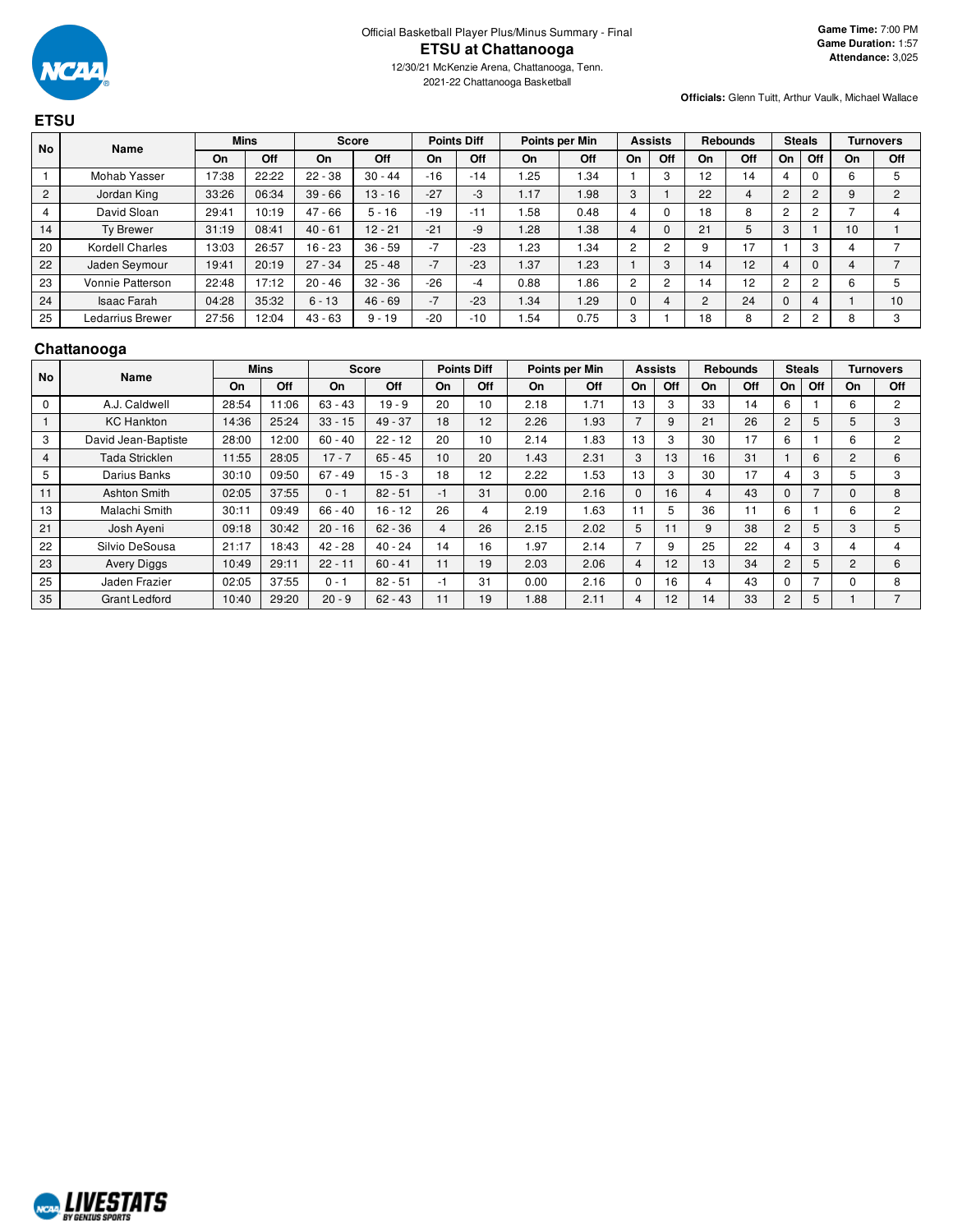Official Basketball Player Plus/Minus Summary - Final

# ETSU at Chattanooga

12/30/21 McKenzie Arena, Chattanooga, Tenn.

2021-22 Chattanooga Basketball

**Game Time:** 7:00 PM
**Game Duration:** 1:57
**Attendance:** 3,025

**Officials:** Glenn Tuitt, Arthur Vaulk, Michael Wallace

## ETSU

| No | Name | Mins | | Score | | Points Diff | | Points per Min | | Assists | | Rebounds | | Steals | | Turnovers | |
|---|---|---|---|---|---|---|---|---|---|---|---|---|---|---|---|---|---|
| | | On | Off | On | Off | On | Off | On | Off | On | Off | On | Off | On | Off | On | Off |
| 1 | Mohab Yasser | 17:38 | 22:22 | 22 - 38 | 30 - 44 | -16 | -14 | 1.25 | 1.34 | 1 | 3 | 12 | 14 | 4 | 0 | 6 | 5 |
| 2 | Jordan King | 33:26 | 06:34 | 39 - 66 | 13 - 16 | -27 | -3 | 1.17 | 1.98 | 3 | 1 | 22 | 4 | 2 | 2 | 9 | 2 |
| 4 | David Sloan | 29:41 | 10:19 | 47 - 66 | 5 - 16 | -19 | -11 | 1.58 | 0.48 | 4 | 0 | 18 | 8 | 2 | 2 | 7 | 4 |
| 14 | Ty Brewer | 31:19 | 08:41 | 40 - 61 | 12 - 21 | -21 | -9 | 1.28 | 1.38 | 4 | 0 | 21 | 5 | 3 | 1 | 10 | 1 |
| 20 | Kordell Charles | 13:03 | 26:57 | 16 - 23 | 36 - 59 | -7 | -23 | 1.23 | 1.34 | 2 | 2 | 9 | 17 | 1 | 3 | 4 | 7 |
| 22 | Jaden Seymour | 19:41 | 20:19 | 27 - 34 | 25 - 48 | -7 | -23 | 1.37 | 1.23 | 1 | 3 | 14 | 12 | 4 | 0 | 4 | 7 |
| 23 | Vonnie Patterson | 22:48 | 17:12 | 20 - 46 | 32 - 36 | -26 | -4 | 0.88 | 1.86 | 2 | 2 | 14 | 12 | 2 | 2 | 6 | 5 |
| 24 | Isaac Farah | 04:28 | 35:32 | 6 - 13 | 46 - 69 | -7 | -23 | 1.34 | 1.29 | 0 | 4 | 2 | 24 | 0 | 4 | 1 | 10 |
| 25 | Ledarrius Brewer | 27:56 | 12:04 | 43 - 63 | 9 - 19 | -20 | -10 | 1.54 | 0.75 | 3 | 1 | 18 | 8 | 2 | 2 | 8 | 3 |

## Chattanooga

| No | Name | Mins | | Score | | Points Diff | | Points per Min | | Assists | | Rebounds | | Steals | | Turnovers | |
|---|---|---|---|---|---|---|---|---|---|---|---|---|---|---|---|---|---|
| | | On | Off | On | Off | On | Off | On | Off | On | Off | On | Off | On | Off | On | Off |
| 0 | A.J. Caldwell | 28:54 | 11:06 | 63 - 43 | 19 - 9 | 20 | 10 | 2.18 | 1.71 | 13 | 3 | 33 | 14 | 6 | 1 | 6 | 2 |
| 1 | KC Hankton | 14:36 | 25:24 | 33 - 15 | 49 - 37 | 18 | 12 | 2.26 | 1.93 | 7 | 9 | 21 | 26 | 2 | 5 | 5 | 3 |
| 3 | David Jean-Baptiste | 28:00 | 12:00 | 60 - 40 | 22 - 12 | 20 | 10 | 2.14 | 1.83 | 13 | 3 | 30 | 17 | 6 | 1 | 6 | 2 |
| 4 | Tada Stricklen | 11:55 | 28:05 | 17 - 7 | 65 - 45 | 10 | 20 | 1.43 | 2.31 | 3 | 13 | 16 | 31 | 1 | 6 | 2 | 6 |
| 5 | Darius Banks | 30:10 | 09:50 | 67 - 49 | 15 - 3 | 18 | 12 | 2.22 | 1.53 | 13 | 3 | 30 | 17 | 4 | 3 | 5 | 3 |
| 11 | Ashton Smith | 02:05 | 37:55 | 0 - 1 | 82 - 51 | -1 | 31 | 0.00 | 2.16 | 0 | 16 | 4 | 43 | 0 | 7 | 0 | 8 |
| 13 | Malachi Smith | 30:11 | 09:49 | 66 - 40 | 16 - 12 | 26 | 4 | 2.19 | 1.63 | 11 | 5 | 36 | 11 | 6 | 1 | 6 | 2 |
| 21 | Josh Ayeni | 09:18 | 30:42 | 20 - 16 | 62 - 36 | 4 | 26 | 2.15 | 2.02 | 5 | 11 | 9 | 38 | 2 | 5 | 3 | 5 |
| 22 | Silvio DeSousa | 21:17 | 18:43 | 42 - 28 | 40 - 24 | 14 | 16 | 1.97 | 2.14 | 7 | 9 | 25 | 22 | 4 | 3 | 4 | 4 |
| 23 | Avery Diggs | 10:49 | 29:11 | 22 - 11 | 60 - 41 | 11 | 19 | 2.03 | 2.06 | 4 | 12 | 13 | 34 | 2 | 5 | 2 | 6 |
| 25 | Jaden Frazier | 02:05 | 37:55 | 0 - 1 | 82 - 51 | -1 | 31 | 0.00 | 2.16 | 0 | 16 | 4 | 43 | 0 | 7 | 0 | 8 |
| 35 | Grant Ledford | 10:40 | 29:20 | 20 - 9 | 62 - 43 | 11 | 19 | 1.88 | 2.11 | 4 | 12 | 14 | 33 | 2 | 5 | 1 | 7 |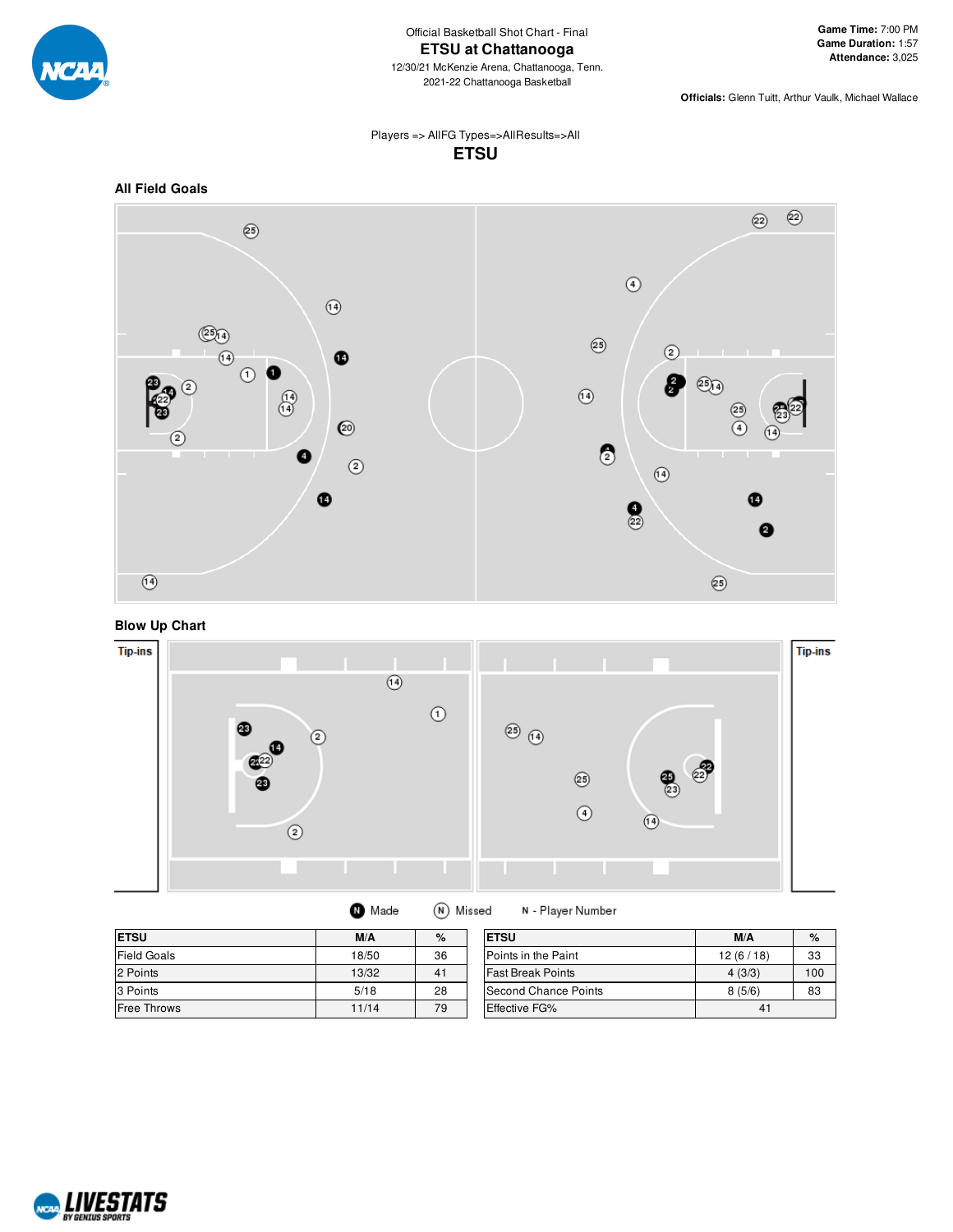Official Basketball Shot Chart - Final

# ETSU at Chattanooga

12/30/21 McKenzie Arena, Chattanooga, Tenn.

2021-22 Chattanooga Basketball

**Game Time:** 7:00 PM
**Game Duration:** 1:57
**Attendance:** 3,025

**Officials:** Glenn Tuitt, Arthur Vaulk, Michael Wallace

Players => AllFG Types=>AllResults=>All

## ETSU

### All Field Goals

### Blow Up Chart

Tip-ins

Tip-ins

Made   Missed   N - Player Number

| ETSU | M/A | % |
|---|---|---|
| Field Goals | 18/50 | 36 |
| 2 Points | 13/32 | 41 |
| 3 Points | 5/18 | 28 |
| Free Throws | 11/14 | 79 |

| ETSU | M/A | % |
|---|---|---|
| Points in the Paint | 12 (6 / 18) | 33 |
| Fast Break Points | 4 (3/3) | 100 |
| Second Chance Points | 8 (5/6) | 83 |
| Effective FG% | 41 | |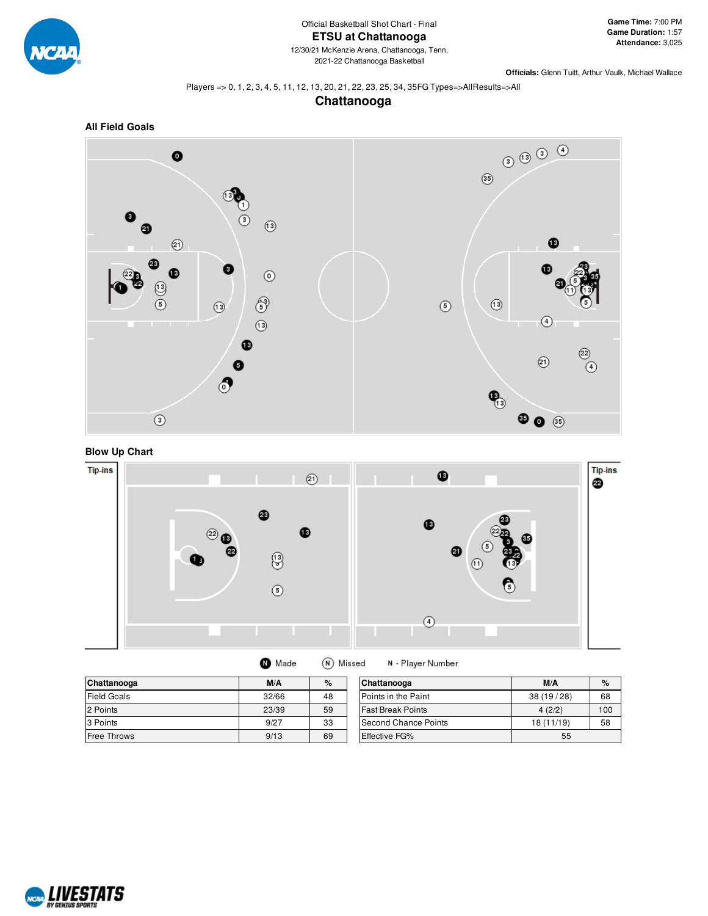Official Basketball Shot Chart - Final

# ETSU at Chattanooga

12/30/21 McKenzie Arena, Chattanooga, Tenn.

2021-22 Chattanooga Basketball

**Game Time:** 7:00 PM
**Game Duration:** 1:57
**Attendance:** 3,025

**Officials:** Glenn Tuitt, Arthur Vaulk, Michael Wallace

Players => 0, 1, 2, 3, 4, 5, 11, 12, 13, 20, 21, 22, 23, 25, 34, 35FG Types=>AllResults=>All

## Chattanooga

### All Field Goals

### Blow Up Chart

Tip-ins

Tip-ins

N Made  N Missed  N - Player Number

| Chattanooga | M/A | % |
|---|---|---|
| Field Goals | 32/66 | 48 |
| 2 Points | 23/39 | 59 |
| 3 Points | 9/27 | 33 |
| Free Throws | 9/13 | 69 |

| Chattanooga | M/A | % |
|---|---|---|
| Points in the Paint | 38 (19 / 28) | 68 |
| Fast Break Points | 4 (2/2) | 100 |
| Second Chance Points | 18 (11/19) | 58 |
| Effective FG% | 55 | |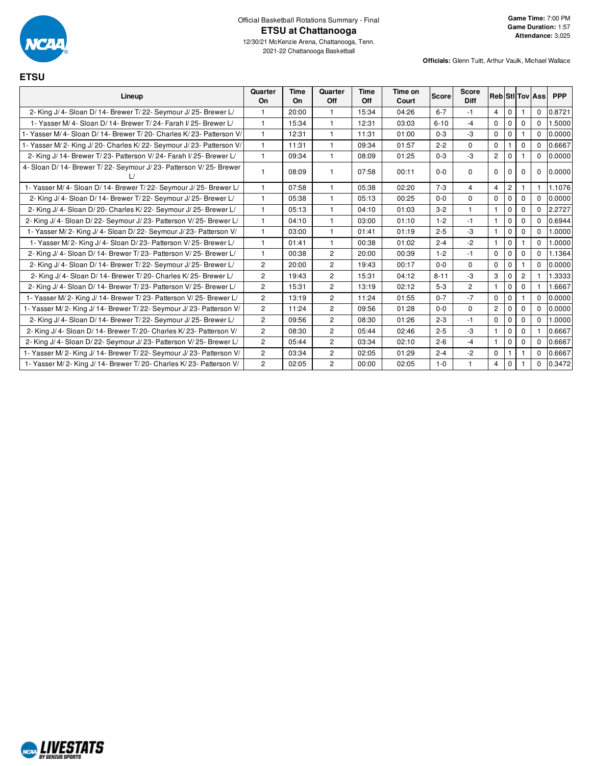Official Basketball Rotations Summary - Final

# ETSU at Chattanooga

12/30/21 McKenzie Arena, Chattanooga, Tenn.

2021-22 Chattanooga Basketball

**Game Time:** 7:00 PM
**Game Duration:** 1:57
**Attendance:** 3,025

**Officials:** Glenn Tuitt, Arthur Vaulk, Michael Wallace

## ETSU

| Lineup | Quarter On | Time On | Quarter Off | Time Off | Time on Court | Score | Score Diff | Reb | Stl | Tov | Ass | PPP |
|---|---|---|---|---|---|---|---|---|---|---|---|---|
| 2- King J/ 4- Sloan D/ 14- Brewer T/ 22- Seymour J/ 25- Brewer L/ | 1 | 20:00 | 1 | 15:34 | 04:26 | 6-7 | -1 | 4 | 0 | 1 | 0 | 0.8721 |
| 1- Yasser M/ 4- Sloan D/ 14- Brewer T/ 24- Farah I/ 25- Brewer L/ | 1 | 15:34 | 1 | 12:31 | 03:03 | 6-10 | -4 | 0 | 0 | 0 | 0 | 1.5000 |
| 1- Yasser M/ 4- Sloan D/ 14- Brewer T/ 20- Charles K/ 23- Patterson V/ | 1 | 12:31 | 1 | 11:31 | 01:00 | 0-3 | -3 | 0 | 0 | 1 | 0 | 0.0000 |
| 1- Yasser M/ 2- King J/ 20- Charles K/ 22- Seymour J/ 23- Patterson V/ | 1 | 11:31 | 1 | 09:34 | 01:57 | 2-2 | 0 | 0 | 1 | 0 | 0 | 0.6667 |
| 2- King J/ 14- Brewer T/ 23- Patterson V/ 24- Farah I/ 25- Brewer L/ | 1 | 09:34 | 1 | 08:09 | 01:25 | 0-3 | -3 | 2 | 0 | 1 | 0 | 0.0000 |
| 4- Sloan D/ 14- Brewer T/ 22- Seymour J/ 23- Patterson V/ 25- Brewer L/ | 1 | 08:09 | 1 | 07:58 | 00:11 | 0-0 | 0 | 0 | 0 | 0 | 0 | 0.0000 |
| 1- Yasser M/ 4- Sloan D/ 14- Brewer T/ 22- Seymour J/ 25- Brewer L/ | 1 | 07:58 | 1 | 05:38 | 02:20 | 7-3 | 4 | 4 | 2 | 1 | 1 | 1.1076 |
| 2- King J/ 4- Sloan D/ 14- Brewer T/ 22- Seymour J/ 25- Brewer L/ | 1 | 05:38 | 1 | 05:13 | 00:25 | 0-0 | 0 | 0 | 0 | 0 | 0 | 0.0000 |
| 2- King J/ 4- Sloan D/ 20- Charles K/ 22- Seymour J/ 25- Brewer L/ | 1 | 05:13 | 1 | 04:10 | 01:03 | 3-2 | 1 | 1 | 0 | 0 | 0 | 2.2727 |
| 2- King J/ 4- Sloan D/ 22- Seymour J/ 23- Patterson V/ 25- Brewer L/ | 1 | 04:10 | 1 | 03:00 | 01:10 | 1-2 | -1 | 1 | 0 | 0 | 0 | 0.6944 |
| 1- Yasser M/ 2- King J/ 4- Sloan D/ 22- Seymour J/ 23- Patterson V/ | 1 | 03:00 | 1 | 01:41 | 01:19 | 2-5 | -3 | 1 | 0 | 0 | 0 | 1.0000 |
| 1- Yasser M/ 2- King J/ 4- Sloan D/ 23- Patterson V/ 25- Brewer L/ | 1 | 01:41 | 1 | 00:38 | 01:02 | 2-4 | -2 | 1 | 0 | 1 | 0 | 1.0000 |
| 2- King J/ 4- Sloan D/ 14- Brewer T/ 23- Patterson V/ 25- Brewer L/ | 1 | 00:38 | 2 | 20:00 | 00:39 | 1-2 | -1 | 0 | 0 | 0 | 0 | 1.1364 |
| 2- King J/ 4- Sloan D/ 14- Brewer T/ 22- Seymour J/ 25- Brewer L/ | 2 | 20:00 | 2 | 19:43 | 00:17 | 0-0 | 0 | 0 | 0 | 1 | 0 | 0.0000 |
| 2- King J/ 4- Sloan D/ 14- Brewer T/ 20- Charles K/ 25- Brewer L/ | 2 | 19:43 | 2 | 15:31 | 04:12 | 8-11 | -3 | 3 | 0 | 2 | 1 | 1.3333 |
| 2- King J/ 4- Sloan D/ 14- Brewer T/ 23- Patterson V/ 25- Brewer L/ | 2 | 15:31 | 2 | 13:19 | 02:12 | 5-3 | 2 | 1 | 0 | 0 | 1 | 1.6667 |
| 1- Yasser M/ 2- King J/ 14- Brewer T/ 23- Patterson V/ 25- Brewer L/ | 2 | 13:19 | 2 | 11:24 | 01:55 | 0-7 | -7 | 0 | 0 | 1 | 0 | 0.0000 |
| 1- Yasser M/ 2- King J/ 14- Brewer T/ 22- Seymour J/ 23- Patterson V/ | 2 | 11:24 | 2 | 09:56 | 01:28 | 0-0 | 0 | 2 | 0 | 0 | 0 | 0.0000 |
| 2- King J/ 4- Sloan D/ 14- Brewer T/ 22- Seymour J/ 25- Brewer L/ | 2 | 09:56 | 2 | 08:30 | 01:26 | 2-3 | -1 | 0 | 0 | 0 | 0 | 1.0000 |
| 2- King J/ 4- Sloan D/ 14- Brewer T/ 20- Charles K/ 23- Patterson V/ | 2 | 08:30 | 2 | 05:44 | 02:46 | 2-5 | -3 | 1 | 0 | 0 | 1 | 0.6667 |
| 2- King J/ 4- Sloan D/ 22- Seymour J/ 23- Patterson V/ 25- Brewer L/ | 2 | 05:44 | 2 | 03:34 | 02:10 | 2-6 | -4 | 1 | 0 | 0 | 0 | 0.6667 |
| 1- Yasser M/ 2- King J/ 14- Brewer T/ 22- Seymour J/ 23- Patterson V/ | 2 | 03:34 | 2 | 02:05 | 01:29 | 2-4 | -2 | 0 | 1 | 1 | 0 | 0.6667 |
| 1- Yasser M/ 2- King J/ 14- Brewer T/ 20- Charles K/ 23- Patterson V/ | 2 | 02:05 | 2 | 00:00 | 02:05 | 1-0 | 1 | 4 | 0 | 1 | 0 | 0.3472 |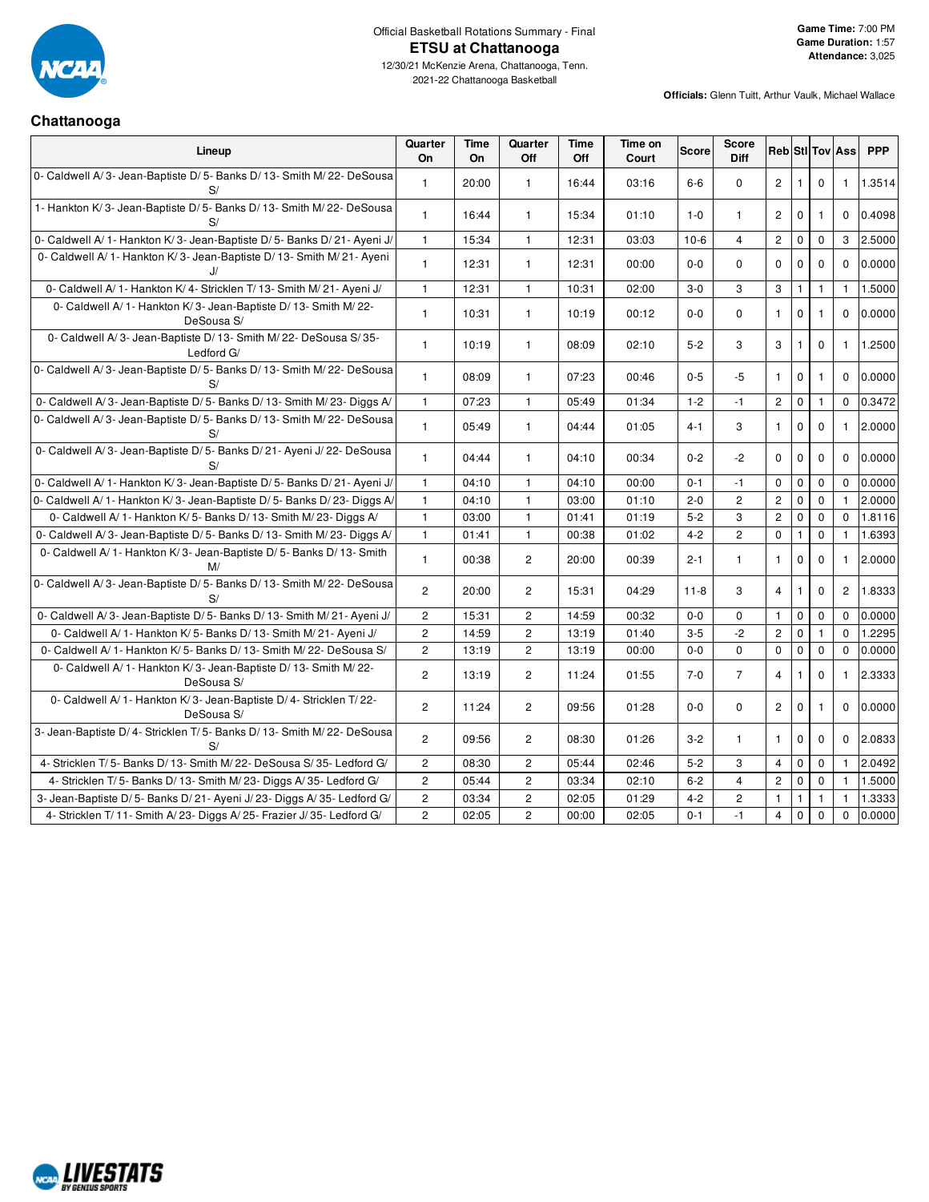Official Basketball Rotations Summary - Final

# ETSU at Chattanooga

12/30/21 McKenzie Arena, Chattanooga, Tenn.
2021-22 Chattanooga Basketball

**Game Time:** 7:00 PM
**Game Duration:** 1:57
**Attendance:** 3,025

**Officials:** Glenn Tuitt, Arthur Vaulk, Michael Wallace

## Chattanooga

| Lineup | Quarter On | Time On | Quarter Off | Time Off | Time on Court | Score | Score Diff | Reb | Stl | Tov | Ass | PPP |
|---|---|---|---|---|---|---|---|---|---|---|---|---|
| 0- Caldwell A/ 3- Jean-Baptiste D/ 5- Banks D/ 13- Smith M/ 22- DeSousa S/ | 1 | 20:00 | 1 | 16:44 | 03:16 | 6-6 | 0 | 2 | 1 | 0 | 1 | 1.3514 |
| 1- Hankton K/ 3- Jean-Baptiste D/ 5- Banks D/ 13- Smith M/ 22- DeSousa S/ | 1 | 16:44 | 1 | 15:34 | 01:10 | 1-0 | 1 | 2 | 0 | 1 | 0 | 0.4098 |
| 0- Caldwell A/ 1- Hankton K/ 3- Jean-Baptiste D/ 5- Banks D/ 21- Ayeni J/ | 1 | 15:34 | 1 | 12:31 | 03:03 | 10-6 | 4 | 2 | 0 | 0 | 3 | 2.5000 |
| 0- Caldwell A/ 1- Hankton K/ 3- Jean-Baptiste D/ 13- Smith M/ 21- Ayeni J/ | 1 | 12:31 | 1 | 12:31 | 00:00 | 0-0 | 0 | 0 | 0 | 0 | 0 | 0.0000 |
| 0- Caldwell A/ 1- Hankton K/ 4- Stricklen T/ 13- Smith M/ 21- Ayeni J/ | 1 | 12:31 | 1 | 10:31 | 02:00 | 3-0 | 3 | 3 | 1 | 1 | 1 | 1.5000 |
| 0- Caldwell A/ 1- Hankton K/ 3- Jean-Baptiste D/ 13- Smith M/ 22- DeSousa S/ | 1 | 10:31 | 1 | 10:19 | 00:12 | 0-0 | 0 | 1 | 0 | 1 | 0 | 0.0000 |
| 0- Caldwell A/ 3- Jean-Baptiste D/ 13- Smith M/ 22- DeSousa S/ 35- Ledford G/ | 1 | 10:19 | 1 | 08:09 | 02:10 | 5-2 | 3 | 3 | 1 | 0 | 1 | 1.2500 |
| 0- Caldwell A/ 3- Jean-Baptiste D/ 5- Banks D/ 13- Smith M/ 22- DeSousa S/ | 1 | 08:09 | 1 | 07:23 | 00:46 | 0-5 | -5 | 1 | 0 | 1 | 0 | 0.0000 |
| 0- Caldwell A/ 3- Jean-Baptiste D/ 5- Banks D/ 13- Smith M/ 23- Diggs A/ | 1 | 07:23 | 1 | 05:49 | 01:34 | 1-2 | -1 | 2 | 0 | 1 | 0 | 0.3472 |
| 0- Caldwell A/ 3- Jean-Baptiste D/ 5- Banks D/ 13- Smith M/ 22- DeSousa S/ | 1 | 05:49 | 1 | 04:44 | 01:05 | 4-1 | 3 | 1 | 0 | 0 | 1 | 2.0000 |
| 0- Caldwell A/ 3- Jean-Baptiste D/ 5- Banks D/ 21- Ayeni J/ 22- DeSousa S/ | 1 | 04:44 | 1 | 04:10 | 00:34 | 0-2 | -2 | 0 | 0 | 0 | 0 | 0.0000 |
| 0- Caldwell A/ 1- Hankton K/ 3- Jean-Baptiste D/ 5- Banks D/ 21- Ayeni J/ | 1 | 04:10 | 1 | 04:10 | 00:00 | 0-1 | -1 | 0 | 0 | 0 | 0 | 0.0000 |
| 0- Caldwell A/ 1- Hankton K/ 3- Jean-Baptiste D/ 5- Banks D/ 23- Diggs A/ | 1 | 04:10 | 1 | 03:00 | 01:10 | 2-0 | 2 | 2 | 0 | 0 | 1 | 2.0000 |
| 0- Caldwell A/ 1- Hankton K/ 5- Banks D/ 13- Smith M/ 23- Diggs A/ | 1 | 03:00 | 1 | 01:41 | 01:19 | 5-2 | 3 | 2 | 0 | 0 | 0 | 1.8116 |
| 0- Caldwell A/ 3- Jean-Baptiste D/ 5- Banks D/ 13- Smith M/ 23- Diggs A/ | 1 | 01:41 | 1 | 00:38 | 01:02 | 4-2 | 2 | 0 | 1 | 0 | 1 | 1.6393 |
| 0- Caldwell A/ 1- Hankton K/ 3- Jean-Baptiste D/ 5- Banks D/ 13- Smith M/ | 1 | 00:38 | 2 | 20:00 | 00:39 | 2-1 | 1 | 1 | 0 | 0 | 1 | 2.0000 |
| 0- Caldwell A/ 3- Jean-Baptiste D/ 5- Banks D/ 13- Smith M/ 22- DeSousa S/ | 2 | 20:00 | 2 | 15:31 | 04:29 | 11-8 | 3 | 4 | 1 | 0 | 2 | 1.8333 |
| 0- Caldwell A/ 3- Jean-Baptiste D/ 5- Banks D/ 13- Smith M/ 21- Ayeni J/ | 2 | 15:31 | 2 | 14:59 | 00:32 | 0-0 | 0 | 1 | 0 | 0 | 0 | 0.0000 |
| 0- Caldwell A/ 1- Hankton K/ 5- Banks D/ 13- Smith M/ 21- Ayeni J/ | 2 | 14:59 | 2 | 13:19 | 01:40 | 3-5 | -2 | 2 | 0 | 1 | 0 | 1.2295 |
| 0- Caldwell A/ 1- Hankton K/ 5- Banks D/ 13- Smith M/ 22- DeSousa S/ | 2 | 13:19 | 2 | 13:19 | 00:00 | 0-0 | 0 | 0 | 0 | 0 | 0 | 0.0000 |
| 0- Caldwell A/ 1- Hankton K/ 3- Jean-Baptiste D/ 13- Smith M/ 22- DeSousa S/ | 2 | 13:19 | 2 | 11:24 | 01:55 | 7-0 | 7 | 4 | 1 | 0 | 1 | 2.3333 |
| 0- Caldwell A/ 1- Hankton K/ 3- Jean-Baptiste D/ 4- Stricklen T/ 22- DeSousa S/ | 2 | 11:24 | 2 | 09:56 | 01:28 | 0-0 | 0 | 2 | 0 | 1 | 0 | 0.0000 |
| 3- Jean-Baptiste D/ 4- Stricklen T/ 5- Banks D/ 13- Smith M/ 22- DeSousa S/ | 2 | 09:56 | 2 | 08:30 | 01:26 | 3-2 | 1 | 1 | 0 | 0 | 0 | 2.0833 |
| 4- Stricklen T/ 5- Banks D/ 13- Smith M/ 22- DeSousa S/ 35- Ledford G/ | 2 | 08:30 | 2 | 05:44 | 02:46 | 5-2 | 3 | 4 | 0 | 0 | 1 | 2.0492 |
| 4- Stricklen T/ 5- Banks D/ 13- Smith M/ 23- Diggs A/ 35- Ledford G/ | 2 | 05:44 | 2 | 03:34 | 02:10 | 6-2 | 4 | 2 | 0 | 0 | 1 | 1.5000 |
| 3- Jean-Baptiste D/ 5- Banks D/ 21- Ayeni J/ 23- Diggs A/ 35- Ledford G/ | 2 | 03:34 | 2 | 02:05 | 01:29 | 4-2 | 2 | 1 | 1 | 1 | 1 | 1.3333 |
| 4- Stricklen T/ 11- Smith A/ 23- Diggs A/ 25- Frazier J/ 35- Ledford G/ | 2 | 02:05 | 2 | 00:00 | 02:05 | 0-1 | -1 | 4 | 0 | 0 | 0 | 0.0000 |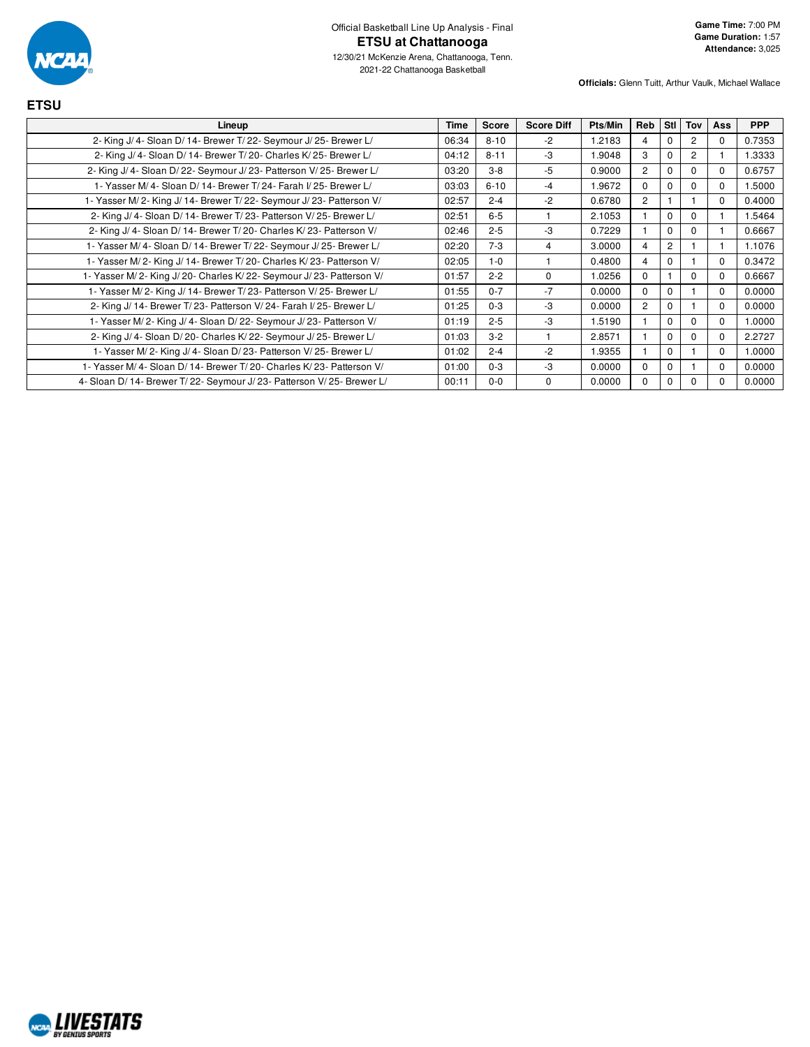Official Basketball Line Up Analysis - Final

# ETSU at Chattanooga

12/30/21 McKenzie Arena, Chattanooga, Tenn.
2021-22 Chattanooga Basketball

**Game Time:** 7:00 PM
**Game Duration:** 1:57
**Attendance:** 3,025

**Officials:** Glenn Tuitt, Arthur Vaulk, Michael Wallace

## ETSU

| Lineup | Time | Score | Score Diff | Pts/Min | Reb | Stl | Tov | Ass | PPP |
|---|---|---|---|---|---|---|---|---|---|
| 2- King J/ 4- Sloan D/ 14- Brewer T/ 22- Seymour J/ 25- Brewer L/ | 06:34 | 8-10 | -2 | 1.2183 | 4 | 0 | 2 | 0 | 0.7353 |
| 2- King J/ 4- Sloan D/ 14- Brewer T/ 20- Charles K/ 25- Brewer L/ | 04:12 | 8-11 | -3 | 1.9048 | 3 | 0 | 2 | 1 | 1.3333 |
| 2- King J/ 4- Sloan D/ 22- Seymour J/ 23- Patterson V/ 25- Brewer L/ | 03:20 | 3-8 | -5 | 0.9000 | 2 | 0 | 0 | 0 | 0.6757 |
| 1- Yasser M/ 4- Sloan D/ 14- Brewer T/ 24- Farah I/ 25- Brewer L/ | 03:03 | 6-10 | -4 | 1.9672 | 0 | 0 | 0 | 0 | 1.5000 |
| 1- Yasser M/ 2- King J/ 14- Brewer T/ 22- Seymour J/ 23- Patterson V/ | 02:57 | 2-4 | -2 | 0.6780 | 2 | 1 | 1 | 0 | 0.4000 |
| 2- King J/ 4- Sloan D/ 14- Brewer T/ 23- Patterson V/ 25- Brewer L/ | 02:51 | 6-5 | 1 | 2.1053 | 1 | 0 | 0 | 1 | 1.5464 |
| 2- King J/ 4- Sloan D/ 14- Brewer T/ 20- Charles K/ 23- Patterson V/ | 02:46 | 2-5 | -3 | 0.7229 | 1 | 0 | 0 | 1 | 0.6667 |
| 1- Yasser M/ 4- Sloan D/ 14- Brewer T/ 22- Seymour J/ 25- Brewer L/ | 02:20 | 7-3 | 4 | 3.0000 | 4 | 2 | 1 | 1 | 1.1076 |
| 1- Yasser M/ 2- King J/ 14- Brewer T/ 20- Charles K/ 23- Patterson V/ | 02:05 | 1-0 | 1 | 0.4800 | 4 | 0 | 1 | 0 | 0.3472 |
| 1- Yasser M/ 2- King J/ 20- Charles K/ 22- Seymour J/ 23- Patterson V/ | 01:57 | 2-2 | 0 | 1.0256 | 0 | 1 | 0 | 0 | 0.6667 |
| 1- Yasser M/ 2- King J/ 14- Brewer T/ 23- Patterson V/ 25- Brewer L/ | 01:55 | 0-7 | -7 | 0.0000 | 0 | 0 | 1 | 0 | 0.0000 |
| 2- King J/ 14- Brewer T/ 23- Patterson V/ 24- Farah I/ 25- Brewer L/ | 01:25 | 0-3 | -3 | 0.0000 | 2 | 0 | 1 | 0 | 0.0000 |
| 1- Yasser M/ 2- King J/ 4- Sloan D/ 22- Seymour J/ 23- Patterson V/ | 01:19 | 2-5 | -3 | 1.5190 | 1 | 0 | 0 | 0 | 1.0000 |
| 2- King J/ 4- Sloan D/ 20- Charles K/ 22- Seymour J/ 25- Brewer L/ | 01:03 | 3-2 | 1 | 2.8571 | 1 | 0 | 0 | 0 | 2.2727 |
| 1- Yasser M/ 2- King J/ 4- Sloan D/ 23- Patterson V/ 25- Brewer L/ | 01:02 | 2-4 | -2 | 1.9355 | 1 | 0 | 1 | 0 | 1.0000 |
| 1- Yasser M/ 4- Sloan D/ 14- Brewer T/ 20- Charles K/ 23- Patterson V/ | 01:00 | 0-3 | -3 | 0.0000 | 0 | 0 | 1 | 0 | 0.0000 |
| 4- Sloan D/ 14- Brewer T/ 22- Seymour J/ 23- Patterson V/ 25- Brewer L/ | 00:11 | 0-0 | 0 | 0.0000 | 0 | 0 | 0 | 0 | 0.0000 |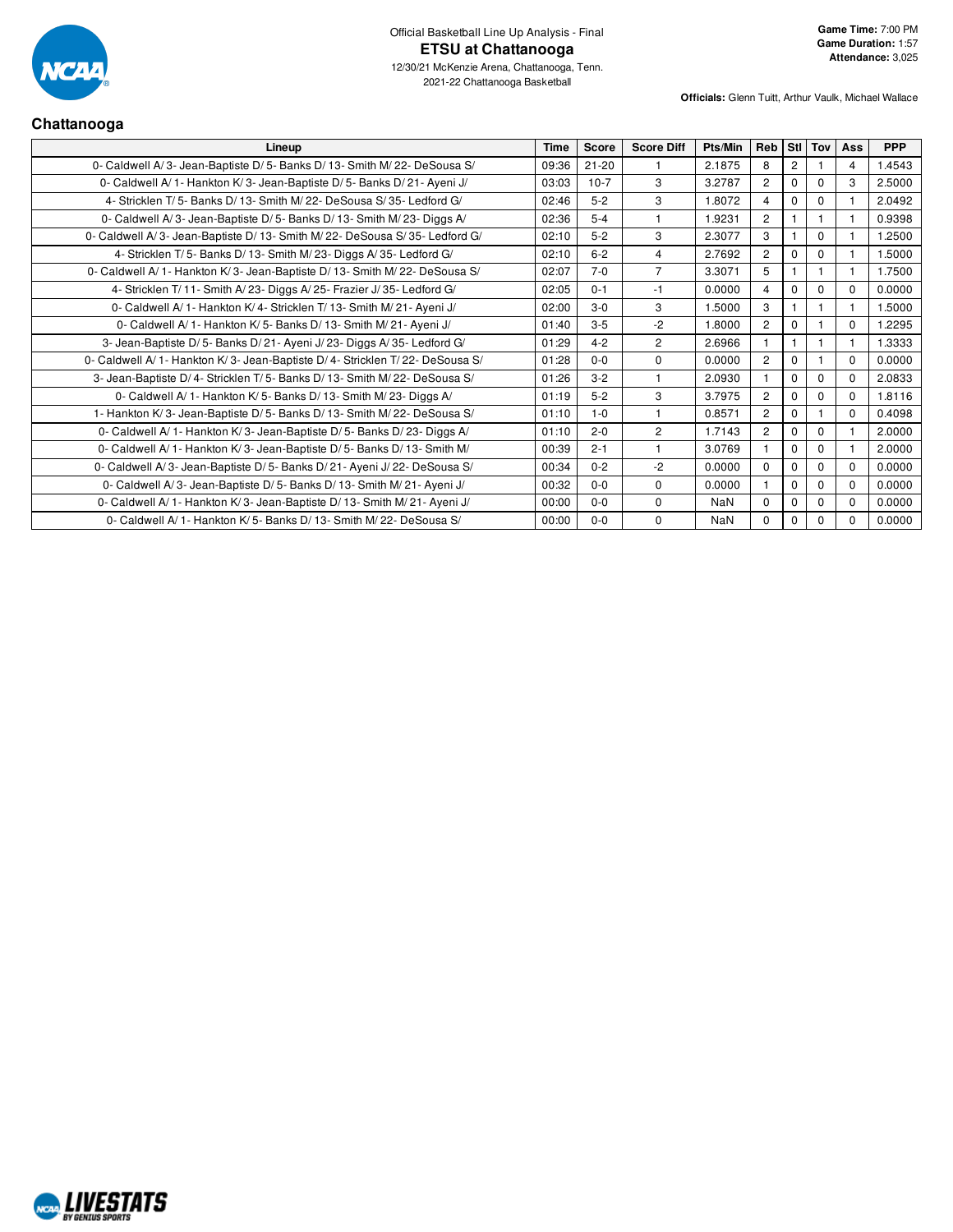Official Basketball Line Up Analysis - Final

# ETSU at Chattanooga

12/30/21 McKenzie Arena, Chattanooga, Tenn.

2021-22 Chattanooga Basketball

**Game Time:** 7:00 PM
**Game Duration:** 1:57
**Attendance:** 3,025

**Officials:** Glenn Tuitt, Arthur Vaulk, Michael Wallace

## Chattanooga

| Lineup | Time | Score | Score Diff | Pts/Min | Reb | Stl | Tov | Ass | PPP |
|---|---|---|---|---|---|---|---|---|---|
| 0- Caldwell A/ 3- Jean-Baptiste D/ 5- Banks D/ 13- Smith M/ 22- DeSousa S/ | 09:36 | 21-20 | 1 | 2.1875 | 8 | 2 | 1 | 4 | 1.4543 |
| 0- Caldwell A/ 1- Hankton K/ 3- Jean-Baptiste D/ 5- Banks D/ 21- Ayeni J/ | 03:03 | 10-7 | 3 | 3.2787 | 2 | 0 | 0 | 3 | 2.5000 |
| 4- Stricklen T/ 5- Banks D/ 13- Smith M/ 22- DeSousa S/ 35- Ledford G/ | 02:46 | 5-2 | 3 | 1.8072 | 4 | 0 | 0 | 1 | 2.0492 |
| 0- Caldwell A/ 3- Jean-Baptiste D/ 5- Banks D/ 13- Smith M/ 23- Diggs A/ | 02:36 | 5-4 | 1 | 1.9231 | 2 | 1 | 1 | 1 | 0.9398 |
| 0- Caldwell A/ 3- Jean-Baptiste D/ 13- Smith M/ 22- DeSousa S/ 35- Ledford G/ | 02:10 | 5-2 | 3 | 2.3077 | 3 | 1 | 0 | 1 | 1.2500 |
| 4- Stricklen T/ 5- Banks D/ 13- Smith M/ 23- Diggs A/ 35- Ledford G/ | 02:10 | 6-2 | 4 | 2.7692 | 2 | 0 | 0 | 1 | 1.5000 |
| 0- Caldwell A/ 1- Hankton K/ 3- Jean-Baptiste D/ 13- Smith M/ 22- DeSousa S/ | 02:07 | 7-0 | 7 | 3.3071 | 5 | 1 | 1 | 1 | 1.7500 |
| 4- Stricklen T/ 11- Smith A/ 23- Diggs A/ 25- Frazier J/ 35- Ledford G/ | 02:05 | 0-1 | -1 | 0.0000 | 4 | 0 | 0 | 0 | 0.0000 |
| 0- Caldwell A/ 1- Hankton K/ 4- Stricklen T/ 13- Smith M/ 21- Ayeni J/ | 02:00 | 3-0 | 3 | 1.5000 | 3 | 1 | 1 | 1 | 1.5000 |
| 0- Caldwell A/ 1- Hankton K/ 5- Banks D/ 13- Smith M/ 21- Ayeni J/ | 01:40 | 3-5 | -2 | 1.8000 | 2 | 0 | 1 | 0 | 1.2295 |
| 3- Jean-Baptiste D/ 5- Banks D/ 21- Ayeni J/ 23- Diggs A/ 35- Ledford G/ | 01:29 | 4-2 | 2 | 2.6966 | 1 | 1 | 1 | 1 | 1.3333 |
| 0- Caldwell A/ 1- Hankton K/ 3- Jean-Baptiste D/ 4- Stricklen T/ 22- DeSousa S/ | 01:28 | 0-0 | 0 | 0.0000 | 2 | 0 | 1 | 0 | 0.0000 |
| 3- Jean-Baptiste D/ 4- Stricklen T/ 5- Banks D/ 13- Smith M/ 22- DeSousa S/ | 01:26 | 3-2 | 1 | 2.0930 | 1 | 0 | 0 | 0 | 2.0833 |
| 0- Caldwell A/ 1- Hankton K/ 5- Banks D/ 13- Smith M/ 23- Diggs A/ | 01:19 | 5-2 | 3 | 3.7975 | 2 | 0 | 0 | 0 | 1.8116 |
| 1- Hankton K/ 3- Jean-Baptiste D/ 5- Banks D/ 13- Smith M/ 22- DeSousa S/ | 01:10 | 1-0 | 1 | 0.8571 | 2 | 0 | 1 | 0 | 0.4098 |
| 0- Caldwell A/ 1- Hankton K/ 3- Jean-Baptiste D/ 5- Banks D/ 23- Diggs A/ | 01:10 | 2-0 | 2 | 1.7143 | 2 | 0 | 0 | 1 | 2.0000 |
| 0- Caldwell A/ 1- Hankton K/ 3- Jean-Baptiste D/ 5- Banks D/ 13- Smith M/ | 00:39 | 2-1 | 1 | 3.0769 | 1 | 0 | 0 | 1 | 2.0000 |
| 0- Caldwell A/ 3- Jean-Baptiste D/ 5- Banks D/ 21- Ayeni J/ 22- DeSousa S/ | 00:34 | 0-2 | -2 | 0.0000 | 0 | 0 | 0 | 0 | 0.0000 |
| 0- Caldwell A/ 3- Jean-Baptiste D/ 5- Banks D/ 13- Smith M/ 21- Ayeni J/ | 00:32 | 0-0 | 0 | 0.0000 | 1 | 0 | 0 | 0 | 0.0000 |
| 0- Caldwell A/ 1- Hankton K/ 3- Jean-Baptiste D/ 13- Smith M/ 21- Ayeni J/ | 00:00 | 0-0 | 0 | NaN | 0 | 0 | 0 | 0 | 0.0000 |
| 0- Caldwell A/ 1- Hankton K/ 5- Banks D/ 13- Smith M/ 22- DeSousa S/ | 00:00 | 0-0 | 0 | NaN | 0 | 0 | 0 | 0 | 0.0000 |